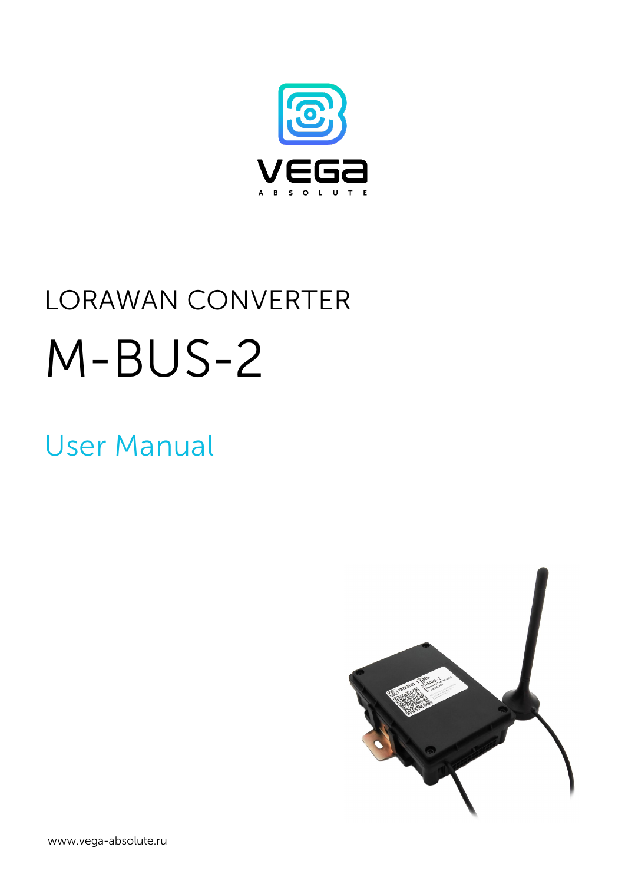VEGA

A B S O L U T E

# LORAWAN CONVERTER

# M-BUS-2

## User Manual

www.vega-absolute.ru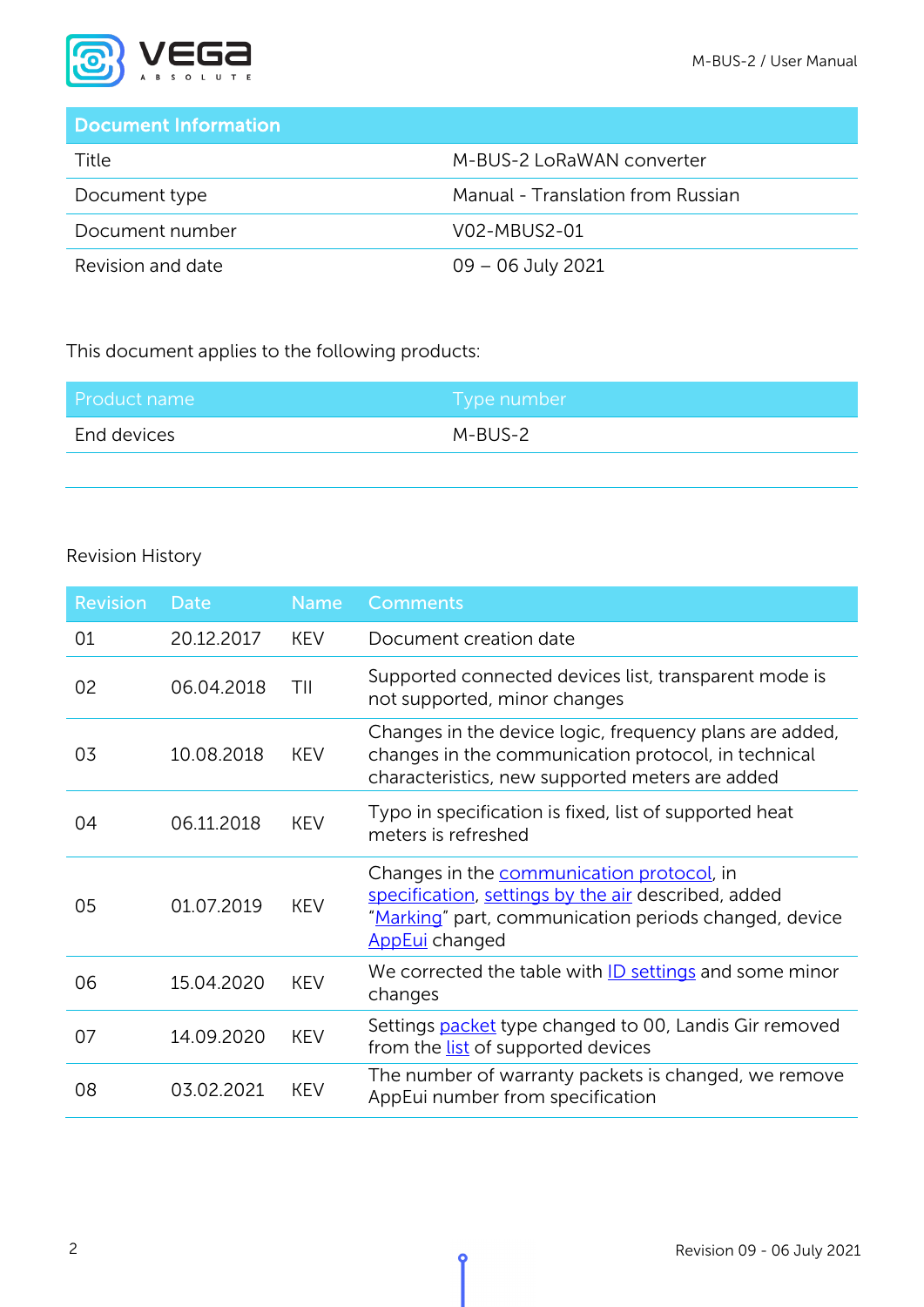| Document Information | |
| --- | --- |
| Title | M-BUS-2 LoRaWAN converter |
| Document type | Manual - Translation from Russian |
| Document number | V02-MBUS2-01 |
| Revision and date | 09 – 06 July 2021 |

This document applies to the following products:

| Product name | Type number |
| --- | --- |
| End devices | M-BUS-2 |

Revision History

| Revision | Date | Name | Comments |
| --- | --- | --- | --- |
| 01 | 20.12.2017 | KEV | Document creation date |
| 02 | 06.04.2018 | TII | Supported connected devices list, transparent mode is not supported, minor changes |
| 03 | 10.08.2018 | KEV | Changes in the device logic, frequency plans are added, changes in the communication protocol, in technical characteristics, new supported meters are added |
| 04 | 06.11.2018 | KEV | Typo in specification is fixed, list of supported heat meters is refreshed |
| 05 | 01.07.2019 | KEV | Changes in the communication protocol, in specification, settings by the air described, added "Marking" part, communication periods changed, device AppEui changed |
| 06 | 15.04.2020 | KEV | We corrected the table with ID settings and some minor changes |
| 07 | 14.09.2020 | KEV | Settings packet type changed to 00, Landis Gir removed from the list of supported devices |
| 08 | 03.02.2021 | KEV | The number of warranty packets is changed, we remove AppEui number from specification |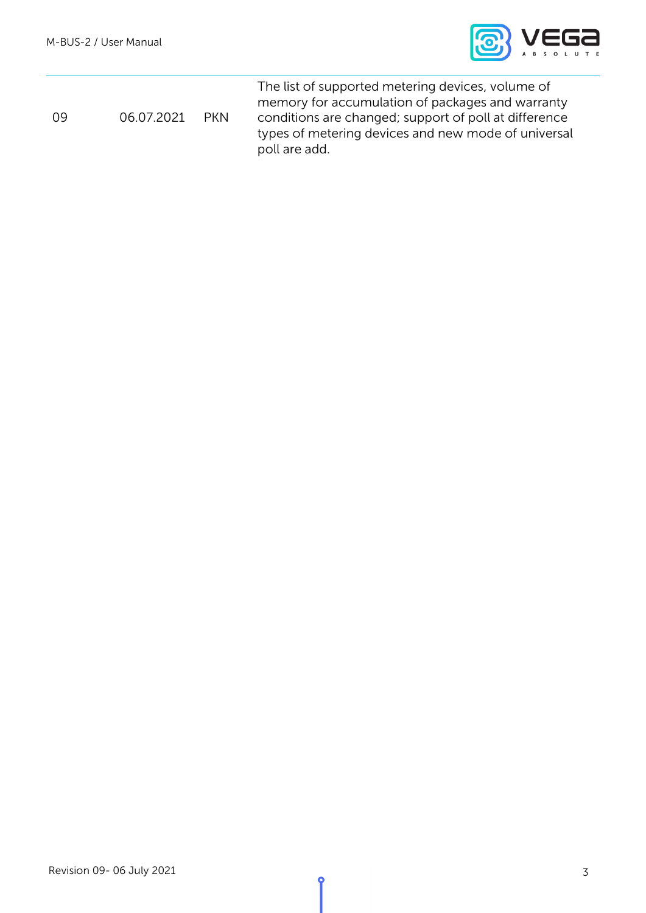| 09 | 06.07.2021 | PKN | The list of supported metering devices, volume of memory for accumulation of packages and warranty conditions are changed; support of poll at difference types of metering devices and new mode of universal poll are add. |
|---|---|---|---|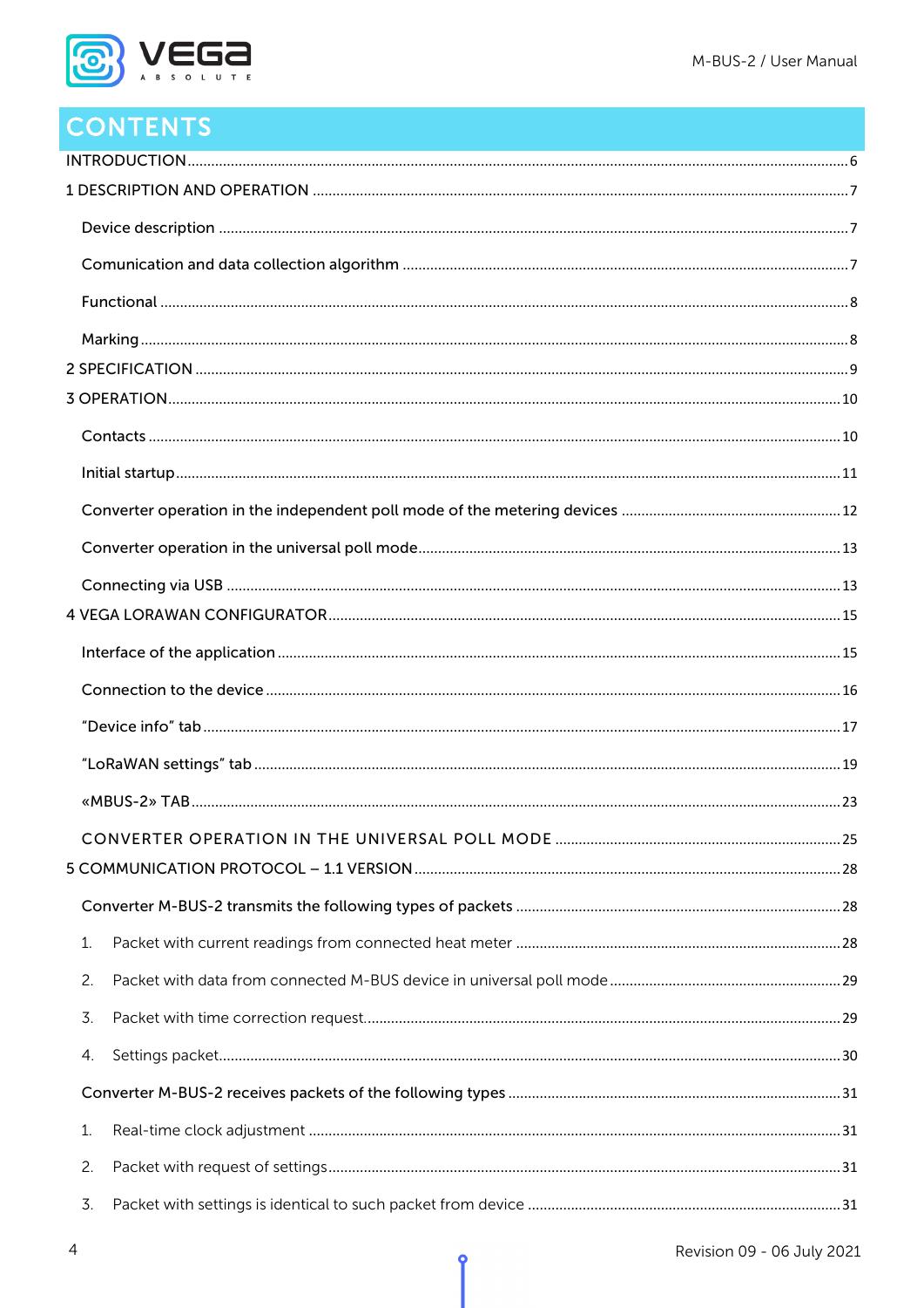# CONTENTS

INTRODUCTION ..... 6

1 DESCRIPTION AND OPERATION ..... 7

- Device description ..... 7
- Comunication and data collection algorithm ..... 7
- Functional ..... 8
- Marking ..... 8

2 SPECIFICATION ..... 9

3 OPERATION ..... 10

- Contacts ..... 10
- Initial startup ..... 11
- Converter operation in the independent poll mode of the metering devices ..... 12
- Converter operation in the universal poll mode ..... 13
- Connecting via USB ..... 13

4 VEGA LORAWAN CONFIGURATOR ..... 15

- Interface of the application ..... 15
- Connection to the device ..... 16
- “Device info” tab ..... 17
- “LoRaWAN settings” tab ..... 19
- «MBUS-2» TAB ..... 23
- CONVERTER OPERATION IN THE UNIVERSAL POLL MODE ..... 25

5 COMMUNICATION PROTOCOL – 1.1 VERSION ..... 28

- Converter M-BUS-2 transmits the following types of packets ..... 28
  1. Packet with current readings from connected heat meter ..... 28
  2. Packet with data from connected M-BUS device in universal poll mode ..... 29
  3. Packet with time correction request ..... 29
  4. Settings packet ..... 30
- Converter M-BUS-2 receives packets of the following types ..... 31
  1. Real-time clock adjustment ..... 31
  2. Packet with request of settings ..... 31
  3. Packet with settings is identical to such packet from device ..... 31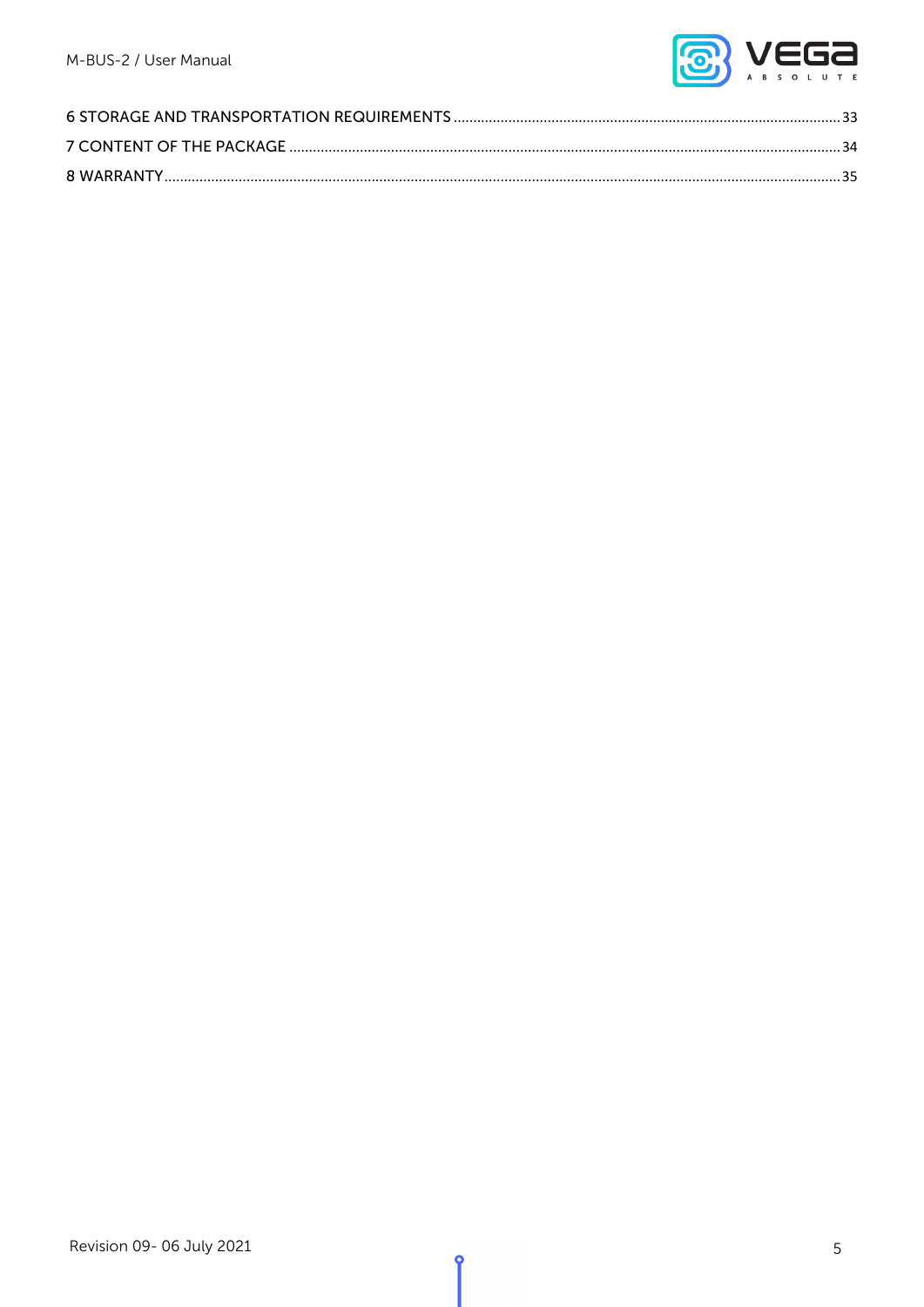6 STORAGE AND TRANSPORTATION REQUIREMENTS ........................................ 33

7 CONTENT OF THE PACKAGE ........................................ 34

8 WARRANTY ........................................ 35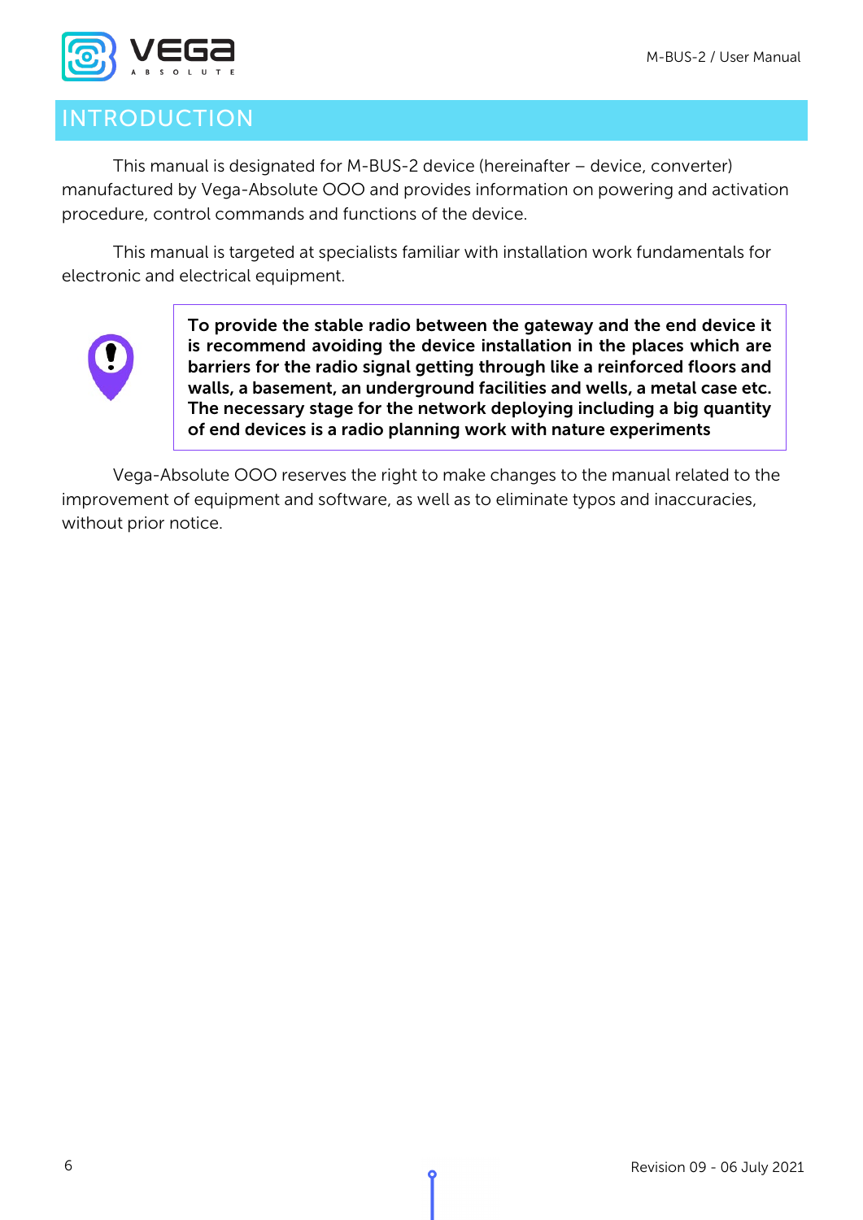# INTRODUCTION

This manual is designated for M-BUS-2 device (hereinafter – device, converter) manufactured by Vega-Absolute OOO and provides information on powering and activation procedure, control commands and functions of the device.

This manual is targeted at specialists familiar with installation work fundamentals for electronic and electrical equipment.

**To provide the stable radio between the gateway and the end device it is recommend avoiding the device installation in the places which are barriers for the radio signal getting through like a reinforced floors and walls, a basement, an underground facilities and wells, a metal case etc. The necessary stage for the network deploying including a big quantity of end devices is a radio planning work with nature experiments**

Vega-Absolute OOO reserves the right to make changes to the manual related to the improvement of equipment and software, as well as to eliminate typos and inaccuracies, without prior notice.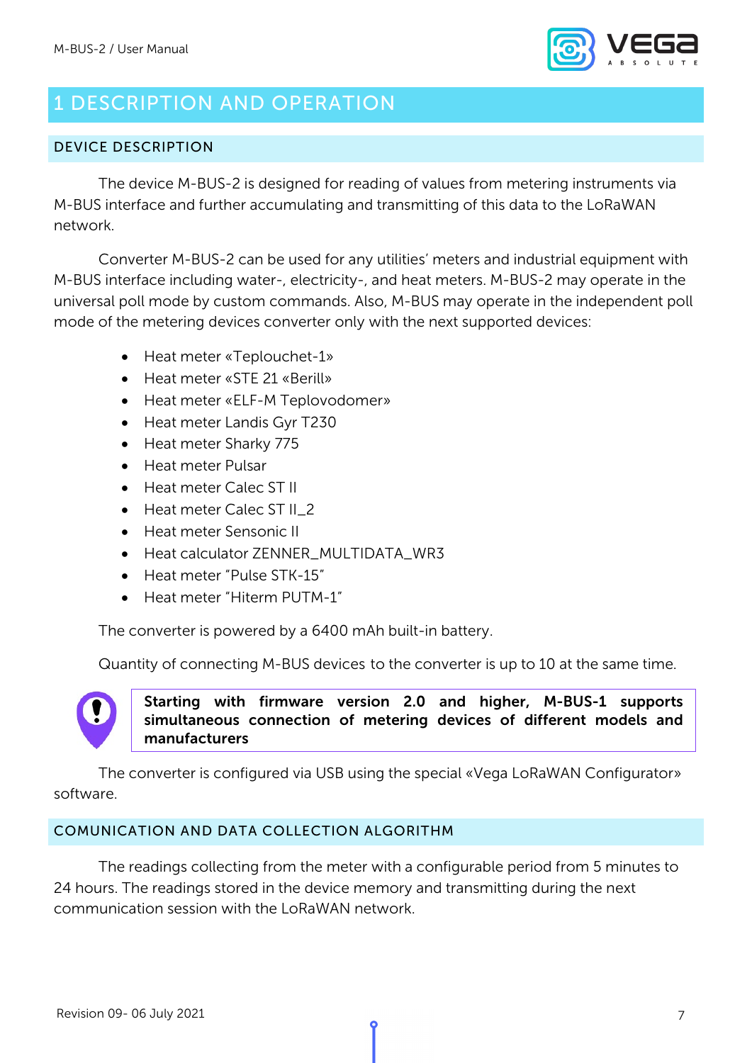# 1 DESCRIPTION AND OPERATION

## DEVICE DESCRIPTION

The device M-BUS-2 is designed for reading of values from metering instruments via M-BUS interface and further accumulating and transmitting of this data to the LoRaWAN network.

Converter M-BUS-2 can be used for any utilities' meters and industrial equipment with M-BUS interface including water-, electricity-, and heat meters. M-BUS-2 may operate in the universal poll mode by custom commands. Also, M-BUS may operate in the independent poll mode of the metering devices converter only with the next supported devices:

- Heat meter «Teplouchet-1»
- Heat meter «STE 21 «Berill»
- Heat meter «ELF-M Teplovodomer»
- Heat meter Landis Gyr T230
- Heat meter Sharky 775
- Heat meter Pulsar
- Heat meter Calec ST II
- Heat meter Calec ST II_2
- Heat meter Sensonic II
- Heat calculator ZENNER_MULTIDATA_WR3
- Heat meter "Pulse STK-15"
- Heat meter "Hiterm PUTM-1"

The converter is powered by a 6400 mAh built-in battery.

Quantity of connecting M-BUS devices to the converter is up to 10 at the same time.

**Starting with firmware version 2.0 and higher, M-BUS-1 supports simultaneous connection of metering devices of different models and manufacturers**

The converter is configured via USB using the special «Vega LoRaWAN Configurator» software.

## COMUNICATION AND DATA COLLECTION ALGORITHM

The readings collecting from the meter with a configurable period from 5 minutes to 24 hours. The readings stored in the device memory and transmitting during the next communication session with the LoRaWAN network.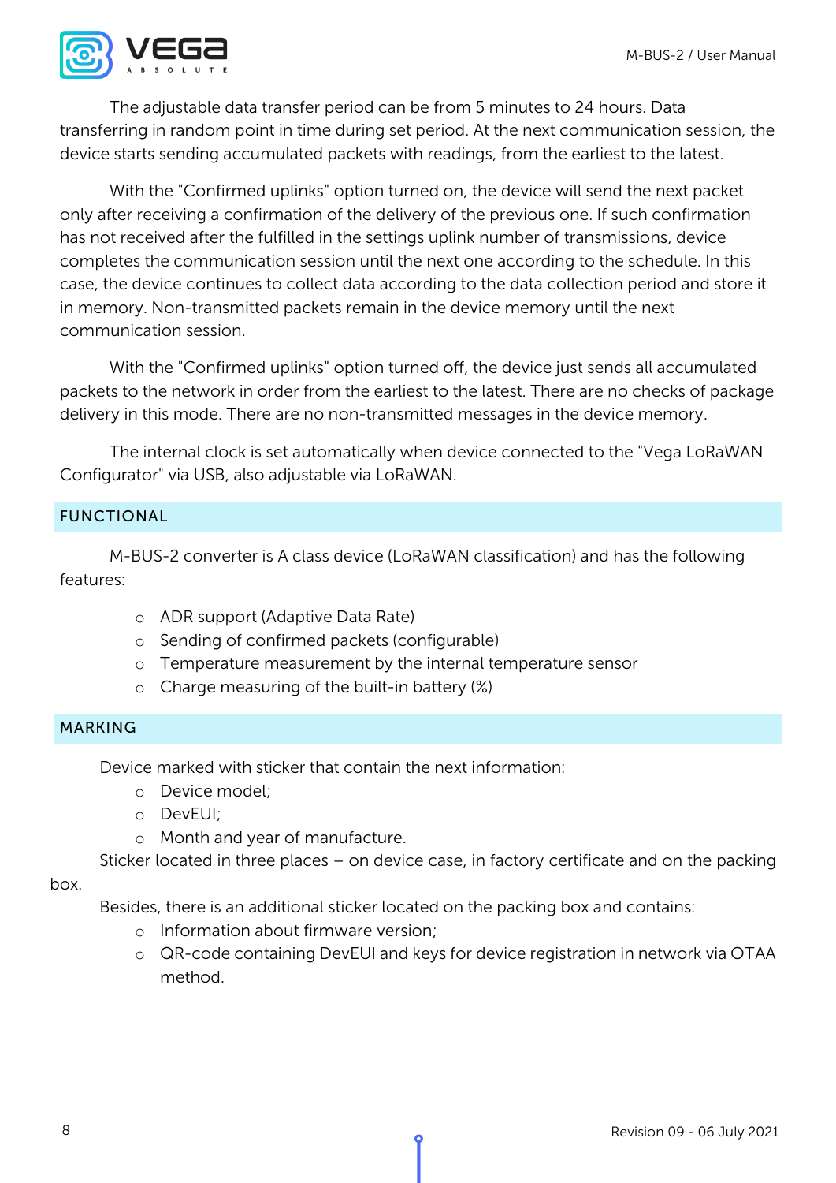The adjustable data transfer period can be from 5 minutes to 24 hours. Data transferring in random point in time during set period. At the next communication session, the device starts sending accumulated packets with readings, from the earliest to the latest.

With the "Confirmed uplinks" option turned on, the device will send the next packet only after receiving a confirmation of the delivery of the previous one. If such confirmation has not received after the fulfilled in the settings uplink number of transmissions, device completes the communication session until the next one according to the schedule. In this case, the device continues to collect data according to the data collection period and store it in memory. Non-transmitted packets remain in the device memory until the next communication session.

With the "Confirmed uplinks" option turned off, the device just sends all accumulated packets to the network in order from the earliest to the latest. There are no checks of package delivery in this mode. There are no non-transmitted messages in the device memory.

The internal clock is set automatically when device connected to the "Vega LoRaWAN Configurator" via USB, also adjustable via LoRaWAN.

## FUNCTIONAL

M-BUS-2 converter is A class device (LoRaWAN classification) and has the following features:

- ADR support (Adaptive Data Rate)
- Sending of confirmed packets (configurable)
- Temperature measurement by the internal temperature sensor
- Charge measuring of the built-in battery (%)

## MARKING

Device marked with sticker that contain the next information:

- Device model;
- DevEUI;
- Month and year of manufacture.

Sticker located in three places – on device case, in factory certificate and on the packing box.

Besides, there is an additional sticker located on the packing box and contains:

- Information about firmware version;
- QR-code containing DevEUI and keys for device registration in network via OTAA method.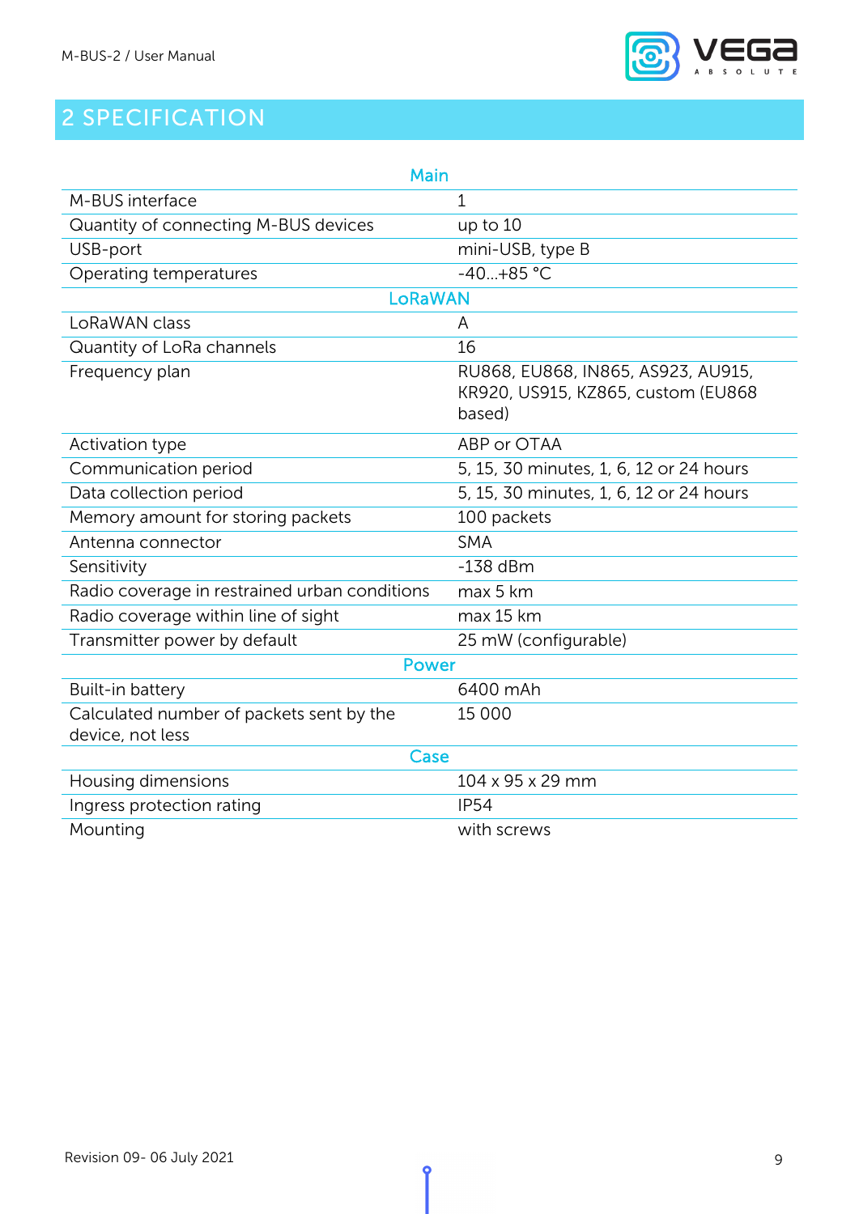# 2 SPECIFICATION

| Main | |
|---|---|
| M-BUS interface | 1 |
| Quantity of connecting M-BUS devices | up to 10 |
| USB-port | mini-USB, type B |
| Operating temperatures | -40...+85 °C |
| **LoRaWAN** | |
| LoRaWAN class | A |
| Quantity of LoRa channels | 16 |
| Frequency plan | RU868, EU868, IN865, AS923, AU915, KR920, US915, KZ865, custom (EU868 based) |
| Activation type | ABP or OTAA |
| Communication period | 5, 15, 30 minutes, 1, 6, 12 or 24 hours |
| Data collection period | 5, 15, 30 minutes, 1, 6, 12 or 24 hours |
| Memory amount for storing packets | 100 packets |
| Antenna connector | SMA |
| Sensitivity | -138 dBm |
| Radio coverage in restrained urban conditions | max 5 km |
| Radio coverage within line of sight | max 15 km |
| Transmitter power by default | 25 mW (configurable) |
| **Power** | |
| Built-in battery | 6400 mAh |
| Calculated number of packets sent by the device, not less | 15 000 |
| **Case** | |
| Housing dimensions | 104 x 95 x 29 mm |
| Ingress protection rating | IP54 |
| Mounting | with screws |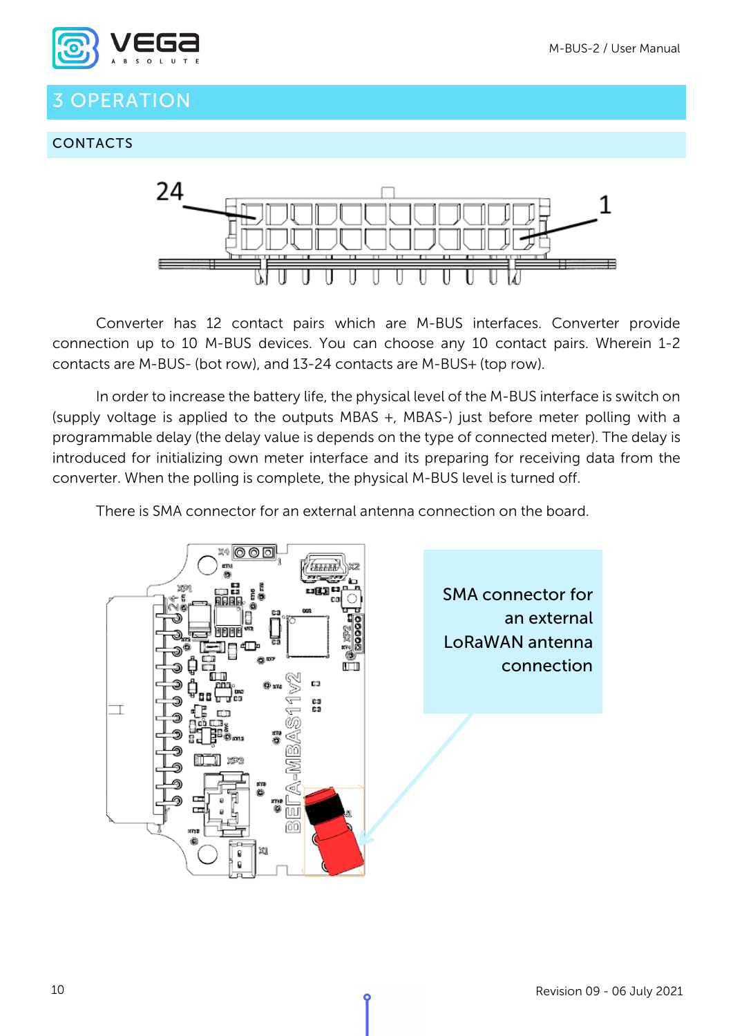# 3 OPERATION

## CONTACTS

Converter has 12 contact pairs which are M-BUS interfaces. Converter provide connection up to 10 M-BUS devices. You can choose any 10 contact pairs. Wherein 1-2 contacts are M-BUS- (bot row), and 13-24 contacts are M-BUS+ (top row).

In order to increase the battery life, the physical level of the M-BUS interface is switch on (supply voltage is applied to the outputs MBAS +, MBAS-) just before meter polling with a programmable delay (the delay value is depends on the type of connected meter). The delay is introduced for initializing own meter interface and its preparing for receiving data from the converter. When the polling is complete, the physical M-BUS level is turned off.

There is SMA connector for an external antenna connection on the board.

SMA connector for an external LoRaWAN antenna connection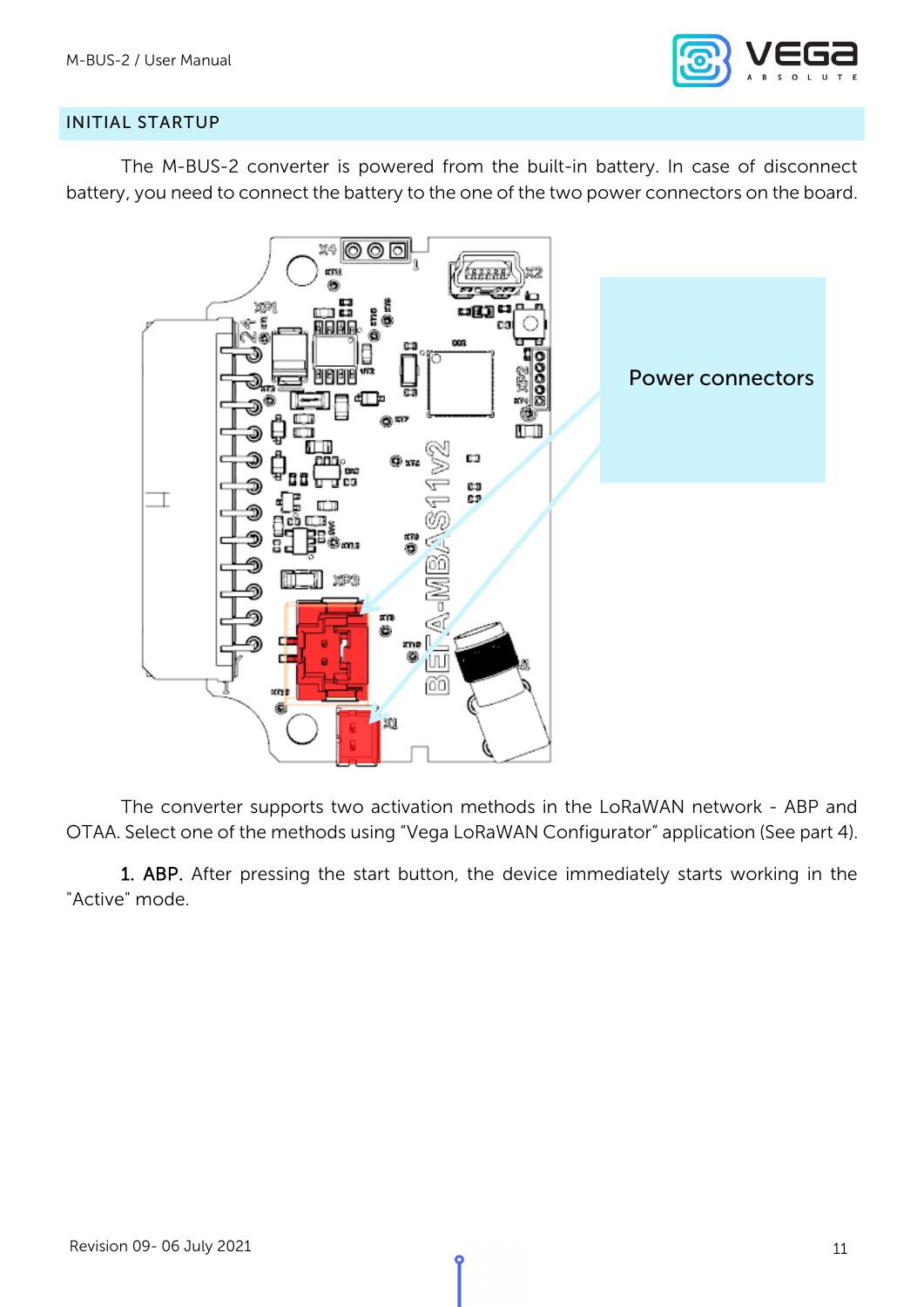## INITIAL STARTUP

The M-BUS-2 converter is powered from the built-in battery. In case of disconnect battery, you need to connect the battery to the one of the two power connectors on the board.

Power connectors

The converter supports two activation methods in the LoRaWAN network - ABP and OTAA. Select one of the methods using "Vega LoRaWAN Configurator" application (See part 4).

1. ABP. After pressing the start button, the device immediately starts working in the "Active" mode.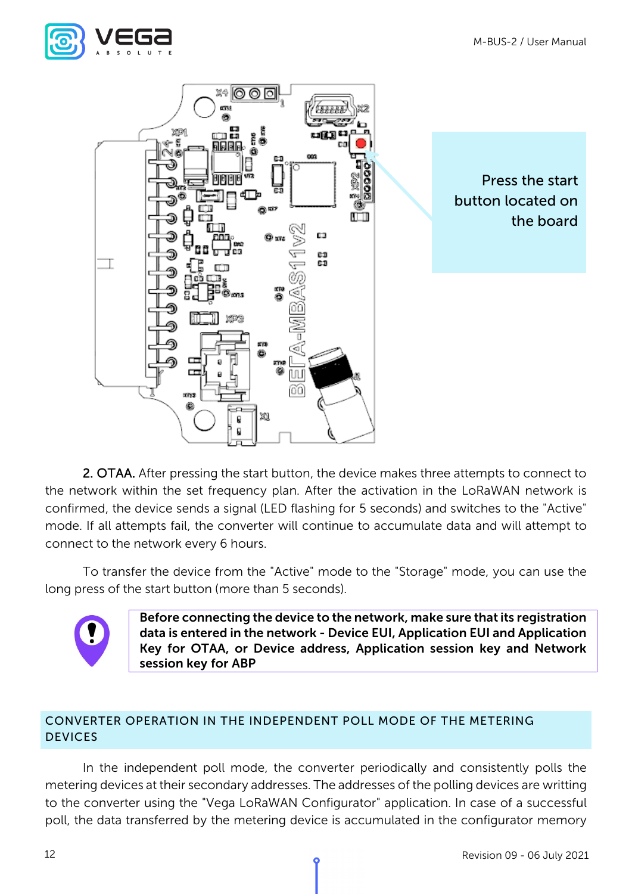Press the start button located on the board

**2. OTAA.** After pressing the start button, the device makes three attempts to connect to the network within the set frequency plan. After the activation in the LoRaWAN network is confirmed, the device sends a signal (LED flashing for 5 seconds) and switches to the "Active" mode. If all attempts fail, the converter will continue to accumulate data and will attempt to connect to the network every 6 hours.

To transfer the device from the "Active" mode to the "Storage" mode, you can use the long press of the start button (more than 5 seconds).

**Before connecting the device to the network, make sure that its registration data is entered in the network - Device EUI, Application EUI and Application Key for OTAA, or Device address, Application session key and Network session key for ABP**

## CONVERTER OPERATION IN THE INDEPENDENT POLL MODE OF THE METERING DEVICES

In the independent poll mode, the converter periodically and consistently polls the metering devices at their secondary addresses. The addresses of the polling devices are writting to the converter using the "Vega LoRaWAN Configurator" application. In case of a successful poll, the data transferred by the metering device is accumulated in the configurator memory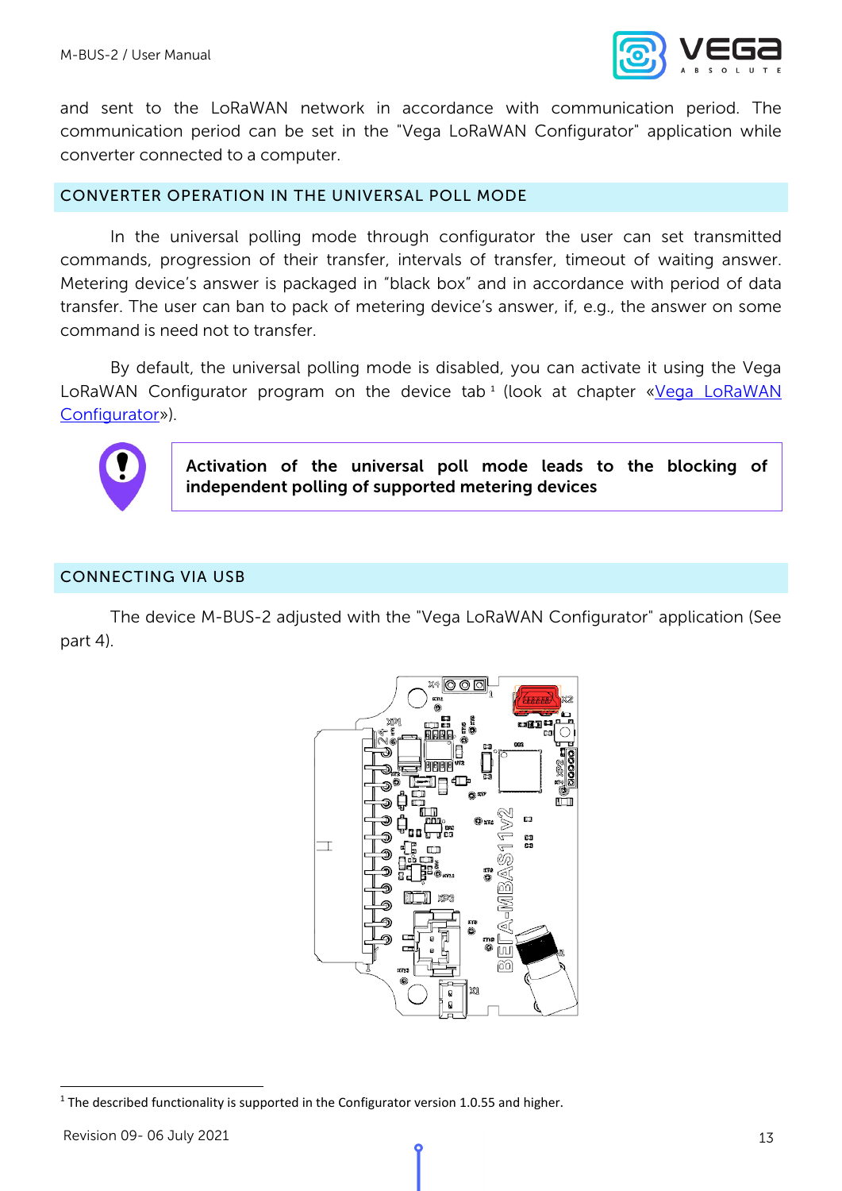and sent to the LoRaWAN network in accordance with communication period. The communication period can be set in the "Vega LoRaWAN Configurator" application while converter connected to a computer.

## CONVERTER OPERATION IN THE UNIVERSAL POLL MODE

In the universal polling mode through configurator the user can set transmitted commands, progression of their transfer, intervals of transfer, timeout of waiting answer. Metering device's answer is packaged in "black box" and in accordance with period of data transfer. The user can ban to pack of metering device's answer, if, e.g., the answer on some command is need not to transfer.

By default, the universal polling mode is disabled, you can activate it using the Vega LoRaWAN Configurator program on the device tab [1] (look at chapter «Vega LoRaWAN Configurator»).

**Activation of the universal poll mode leads to the blocking of independent polling of supported metering devices**

## CONNECTING VIA USB

The device M-BUS-2 adjusted with the "Vega LoRaWAN Configurator" application (See part 4).

[1] The described functionality is supported in the Configurator version 1.0.55 and higher.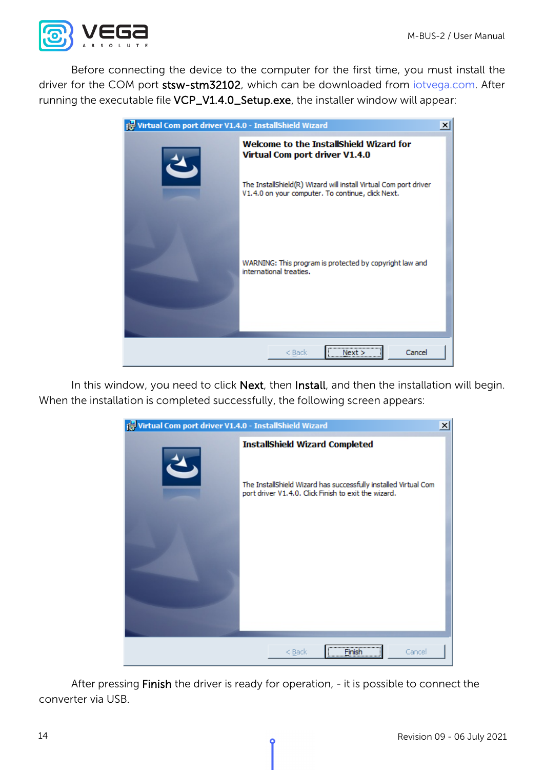Before connecting the device to the computer for the first time, you must install the driver for the COM port **stsw-stm32102**, which can be downloaded from iotvega.com. After running the executable file **VCP_V1.4.0_Setup.exe**, the installer window will appear:

In this window, you need to click **Next**, then **Install**, and then the installation will begin. When the installation is completed successfully, the following screen appears:

After pressing **Finish** the driver is ready for operation, - it is possible to connect the converter via USB.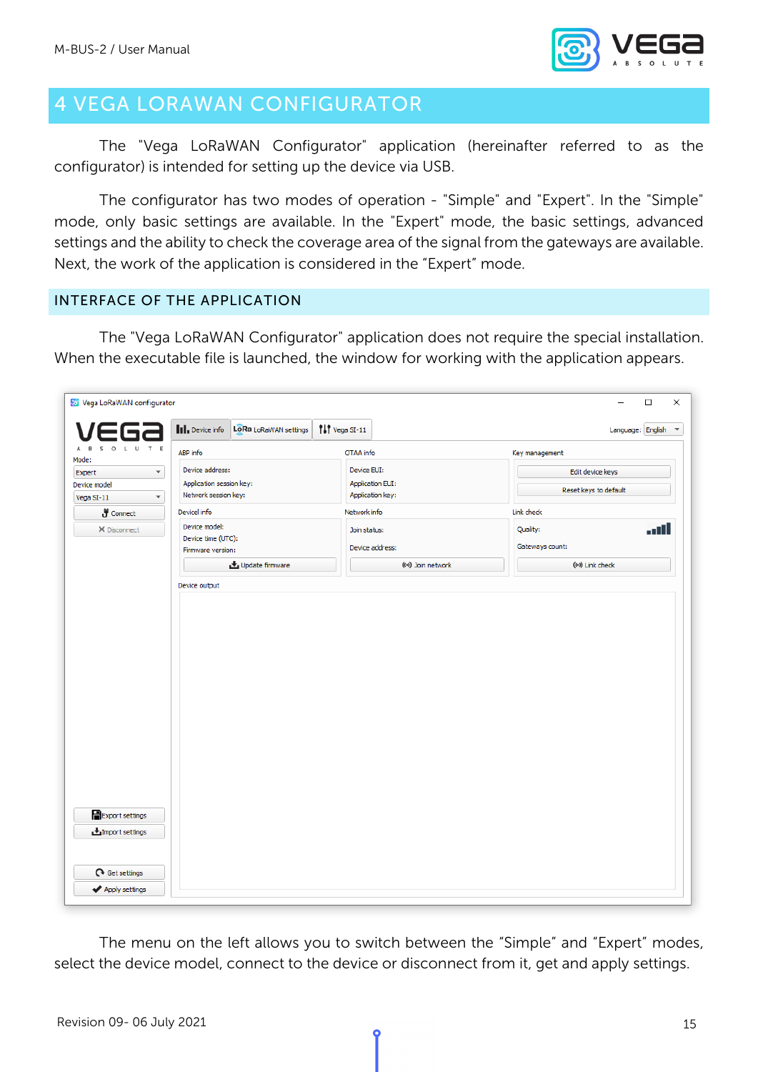# 4 VEGA LORAWAN CONFIGURATOR

The "Vega LoRaWAN Configurator" application (hereinafter referred to as the configurator) is intended for setting up the device via USB.

The configurator has two modes of operation - "Simple" and "Expert". In the "Simple" mode, only basic settings are available. In the "Expert" mode, the basic settings, advanced settings and the ability to check the coverage area of the signal from the gateways are available. Next, the work of the application is considered in the “Expert” mode.

## INTERFACE OF THE APPLICATION

The "Vega LoRaWAN Configurator" application does not require the special installation. When the executable file is launched, the window for working with the application appears.

The menu on the left allows you to switch between the “Simple” and “Expert” modes, select the device model, connect to the device or disconnect from it, get and apply settings.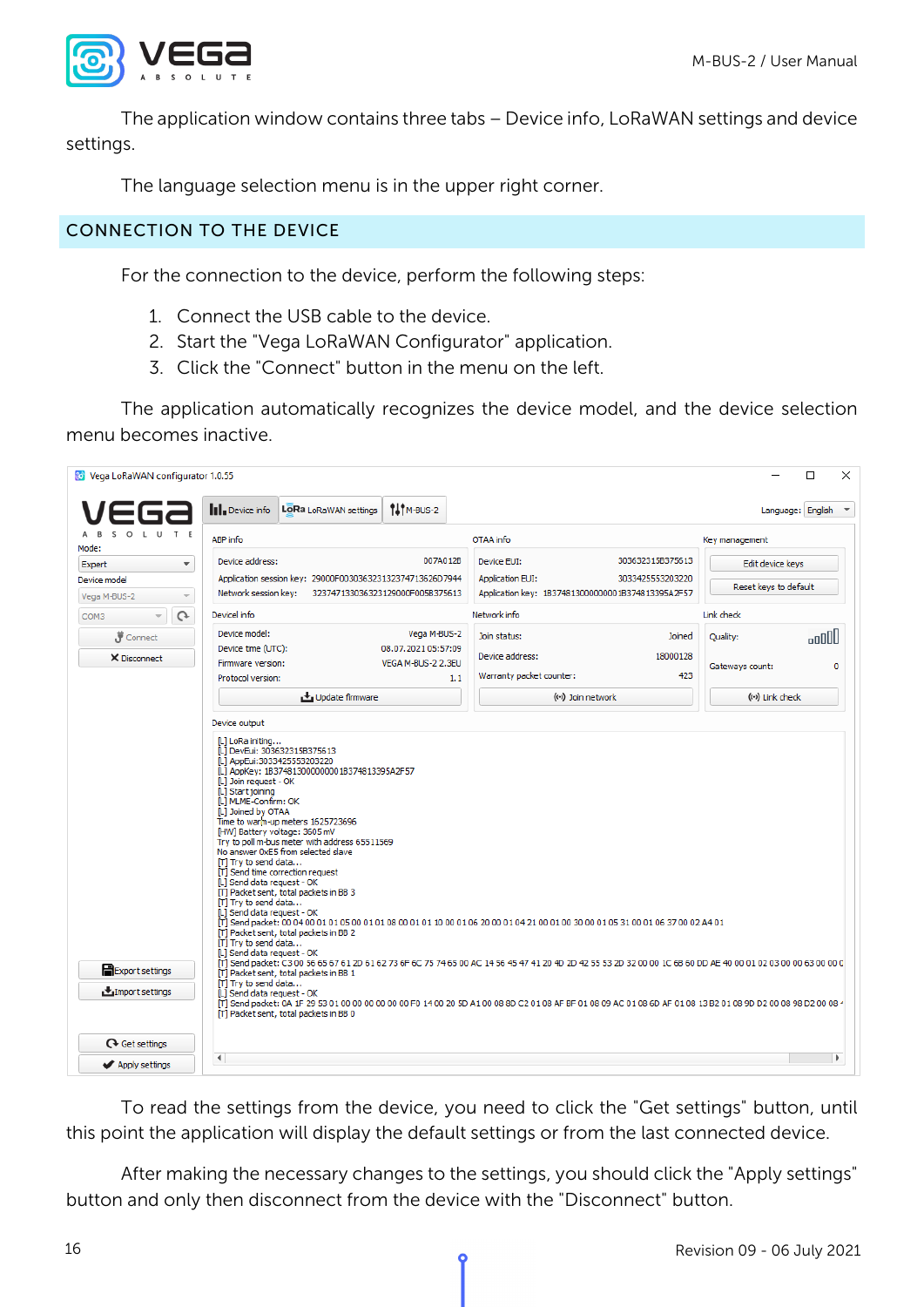The application window contains three tabs – Device info, LoRaWAN settings and device settings.

The language selection menu is in the upper right corner.

## CONNECTION TO THE DEVICE

For the connection to the device, perform the following steps:

1. Connect the USB cable to the device.
2. Start the "Vega LoRaWAN Configurator" application.
3. Click the "Connect" button in the menu on the left.

The application automatically recognizes the device model, and the device selection menu becomes inactive.

To read the settings from the device, you need to click the "Get settings" button, until this point the application will display the default settings or from the last connected device.

After making the necessary changes to the settings, you should click the "Apply settings" button and only then disconnect from the device with the "Disconnect" button.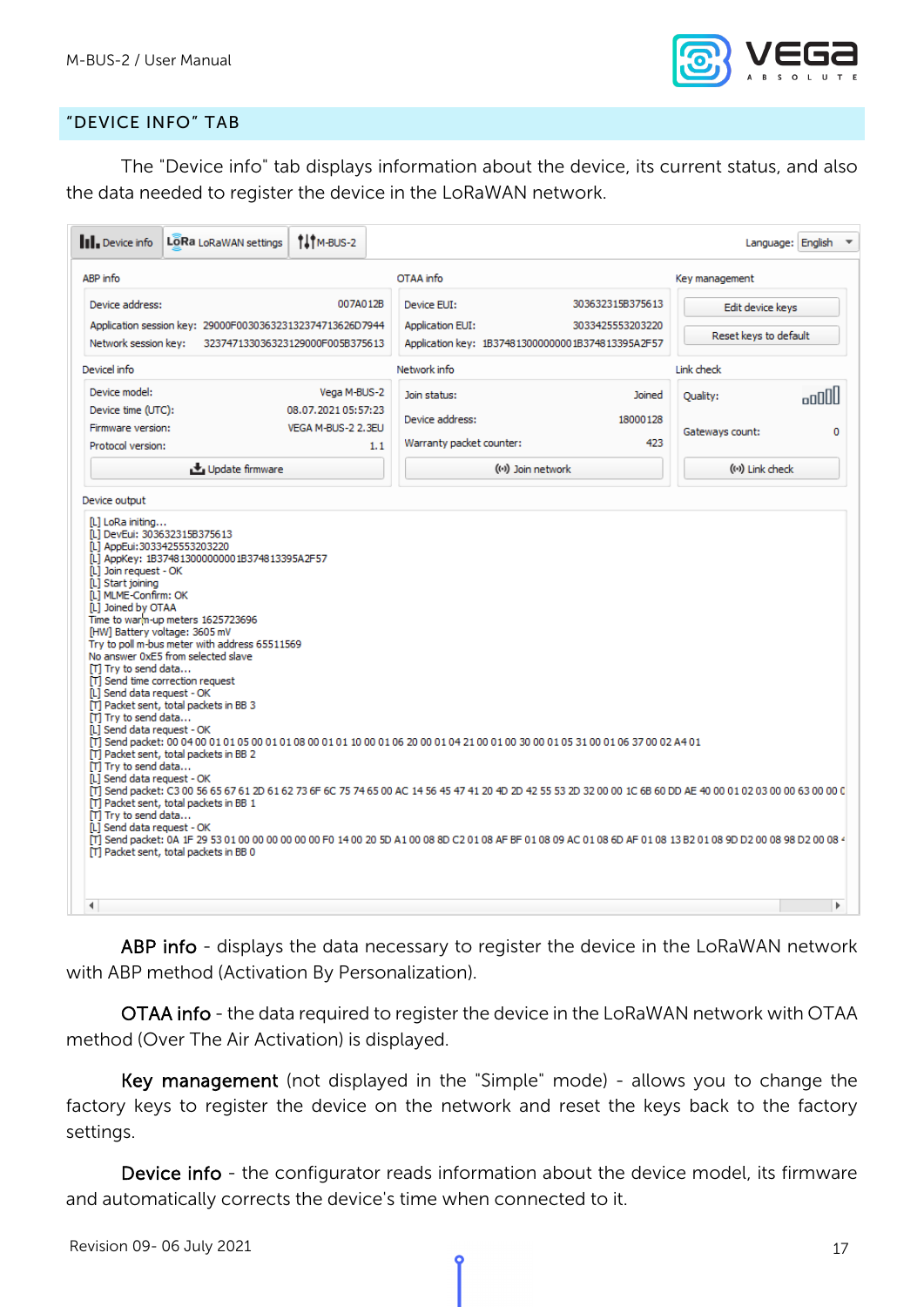## "DEVICE INFO" TAB

The "Device info" tab displays information about the device, its current status, and also the data needed to register the device in the LoRaWAN network.

**ABP info** - displays the data necessary to register the device in the LoRaWAN network with ABP method (Activation By Personalization).

**OTAA info** - the data required to register the device in the LoRaWAN network with OTAA method (Over The Air Activation) is displayed.

**Key management** (not displayed in the "Simple" mode) - allows you to change the factory keys to register the device on the network and reset the keys back to the factory settings.

**Device info** - the configurator reads information about the device model, its firmware and automatically corrects the device's time when connected to it.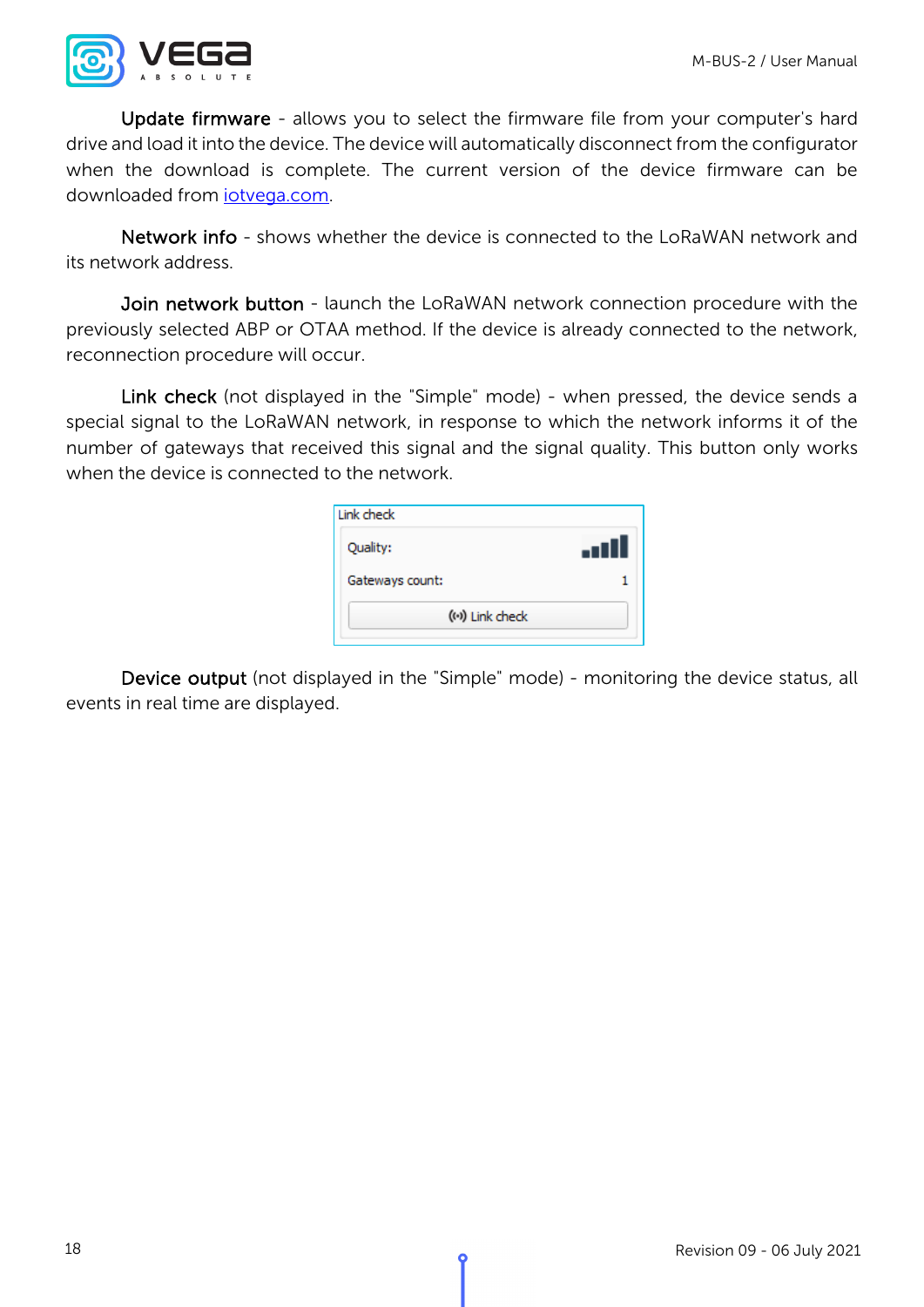**Update firmware** - allows you to select the firmware file from your computer's hard drive and load it into the device. The device will automatically disconnect from the configurator when the download is complete. The current version of the device firmware can be downloaded from iotvega.com.

**Network info** - shows whether the device is connected to the LoRaWAN network and its network address.

**Join network button** - launch the LoRaWAN network connection procedure with the previously selected ABP or OTAA method. If the device is already connected to the network, reconnection procedure will occur.

**Link check** (not displayed in the "Simple" mode) - when pressed, the device sends a special signal to the LoRaWAN network, in response to which the network informs it of the number of gateways that received this signal and the signal quality. This button only works when the device is connected to the network.

Link check

Quality:

Gateways count: 1

Link check

**Device output** (not displayed in the "Simple" mode) - monitoring the device status, all events in real time are displayed.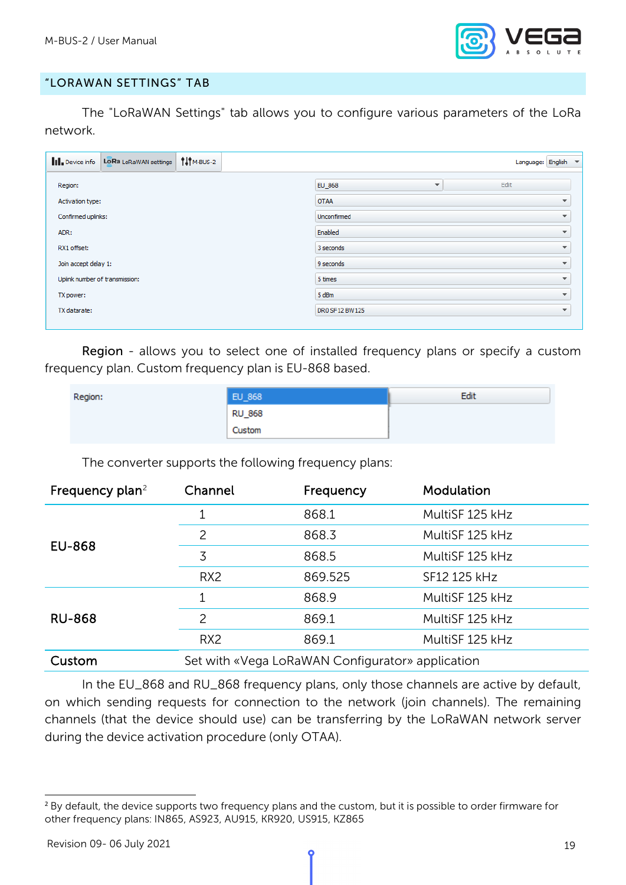## "LORAWAN SETTINGS" TAB

The "LoRaWAN Settings" tab allows you to configure various parameters of the LoRa network.

**Region** - allows you to select one of installed frequency plans or specify a custom frequency plan. Custom frequency plan is EU-868 based.

The converter supports the following frequency plans:

| Frequency plan[2] | Channel | Frequency | Modulation |
|---|---|---|---|
| EU-868 | 1 | 868.1 | MultiSF 125 kHz |
| | 2 | 868.3 | MultiSF 125 kHz |
| | 3 | 868.5 | MultiSF 125 kHz |
| | RX2 | 869.525 | SF12 125 kHz |
| RU-868 | 1 | 868.9 | MultiSF 125 kHz |
| | 2 | 869.1 | MultiSF 125 kHz |
| | RX2 | 869.1 | MultiSF 125 kHz |
| Custom | Set with «Vega LoRaWAN Configurator» application | | |

In the EU_868 and RU_868 frequency plans, only those channels are active by default, on which sending requests for connection to the network (join channels). The remaining channels (that the device should use) can be transferring by the LoRaWAN network server during the device activation procedure (only OTAA).

[2] By default, the device supports two frequency plans and the custom, but it is possible to order firmware for other frequency plans: IN865, AS923, AU915, KR920, US915, KZ865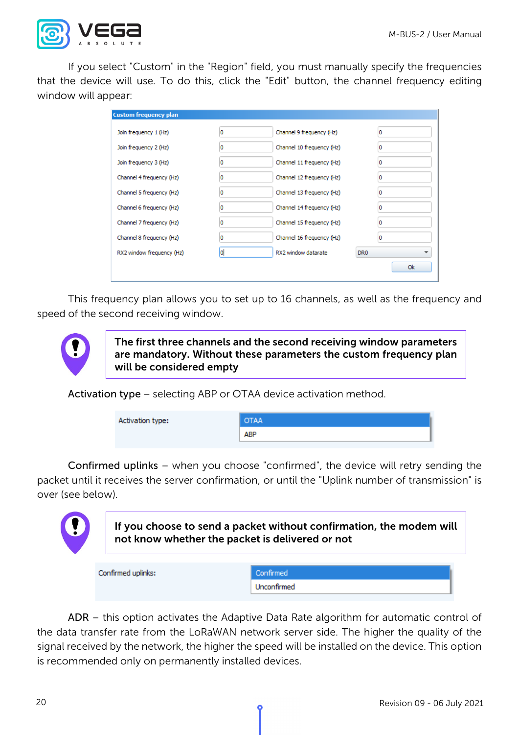If you select "Custom" in the "Region" field, you must manually specify the frequencies that the device will use. To do this, click the "Edit" button, the channel frequency editing window will appear:

**Custom frequency plan**

| | | | |
|---|---|---|---|
| Join frequency 1 (Hz) | 0 | Channel 9 frequency (Hz) | 0 |
| Join frequency 2 (Hz) | 0 | Channel 10 frequency (Hz) | 0 |
| Join frequency 3 (Hz) | 0 | Channel 11 frequency (Hz) | 0 |
| Channel 4 frequency (Hz) | 0 | Channel 12 frequency (Hz) | 0 |
| Channel 5 frequency (Hz) | 0 | Channel 13 frequency (Hz) | 0 |
| Channel 6 frequency (Hz) | 0 | Channel 14 frequency (Hz) | 0 |
| Channel 7 frequency (Hz) | 0 | Channel 15 frequency (Hz) | 0 |
| Channel 8 frequency (Hz) | 0 | Channel 16 frequency (Hz) | 0 |
| RX2 window frequency (Hz) | 0 | RX2 window datarate | DR0 |

Ok

This frequency plan allows you to set up to 16 channels, as well as the frequency and speed of the second receiving window.

**The first three channels and the second receiving window parameters are mandatory. Without these parameters the custom frequency plan will be considered empty**

**Activation type** – selecting ABP or OTAA device activation method.

| Activation type: | OTAA |
|---|---|
| | ABP |

**Confirmed uplinks** – when you choose "confirmed", the device will retry sending the packet until it receives the server confirmation, or until the "Uplink number of transmission" is over (see below).

**If you choose to send a packet without confirmation, the modem will not know whether the packet is delivered or not**

| Confirmed uplinks: | Confirmed |
|---|---|
| | Unconfirmed |

**ADR** – this option activates the Adaptive Data Rate algorithm for automatic control of the data transfer rate from the LoRaWAN network server side. The higher the quality of the signal received by the network, the higher the speed will be installed on the device. This option is recommended only on permanently installed devices.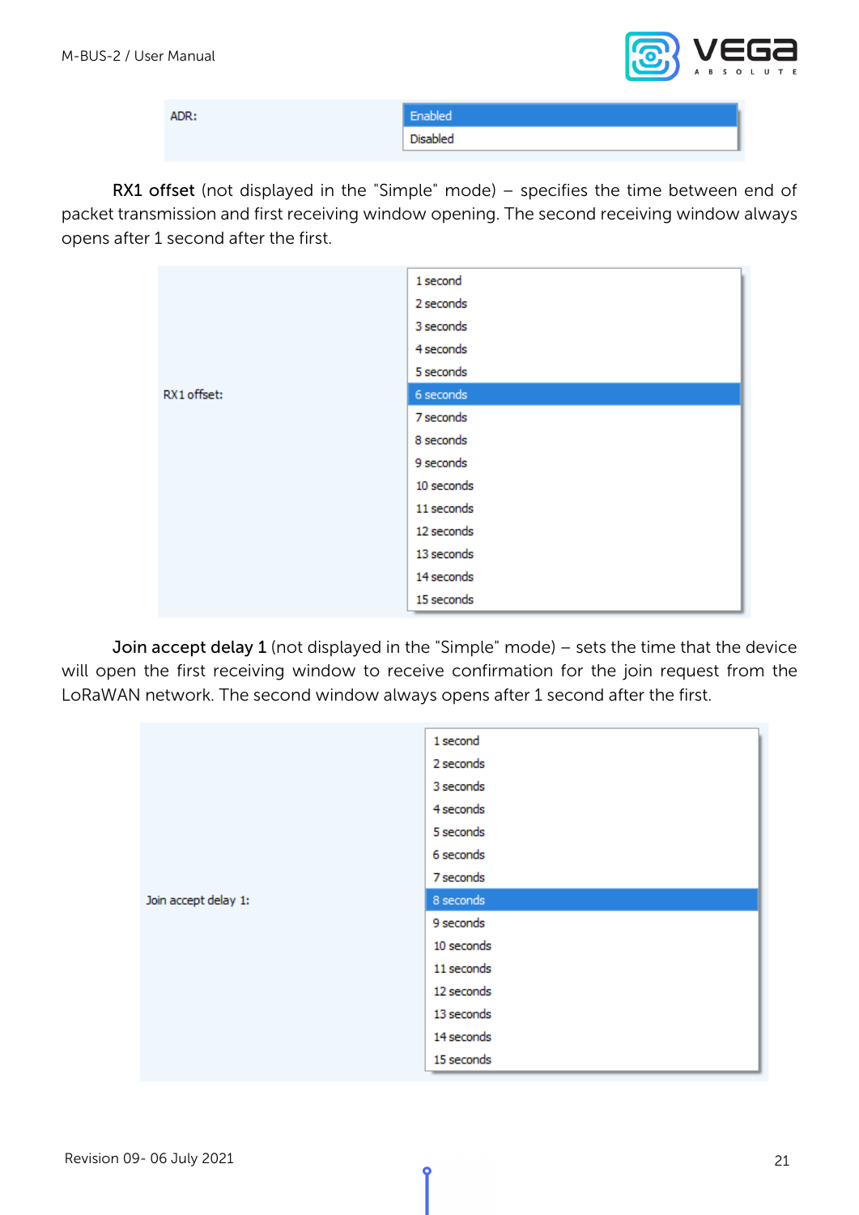| ADR: | Enabled |
|---|---|
| | Disabled |

**RX1 offset** (not displayed in the "Simple" mode) – specifies the time between end of packet transmission and first receiving window opening. The second receiving window always opens after 1 second after the first.

| RX1 offset: | |
|---|---|
| | 1 second |
| | 2 seconds |
| | 3 seconds |
| | 4 seconds |
| | 5 seconds |
| | 6 seconds |
| | 7 seconds |
| | 8 seconds |
| | 9 seconds |
| | 10 seconds |
| | 11 seconds |
| | 12 seconds |
| | 13 seconds |
| | 14 seconds |
| | 15 seconds |

**Join accept delay 1** (not displayed in the "Simple" mode) – sets the time that the device will open the first receiving window to receive confirmation for the join request from the LoRaWAN network. The second window always opens after 1 second after the first.

| Join accept delay 1: | |
|---|---|
| | 1 second |
| | 2 seconds |
| | 3 seconds |
| | 4 seconds |
| | 5 seconds |
| | 6 seconds |
| | 7 seconds |
| | 8 seconds |
| | 9 seconds |
| | 10 seconds |
| | 11 seconds |
| | 12 seconds |
| | 13 seconds |
| | 14 seconds |
| | 15 seconds |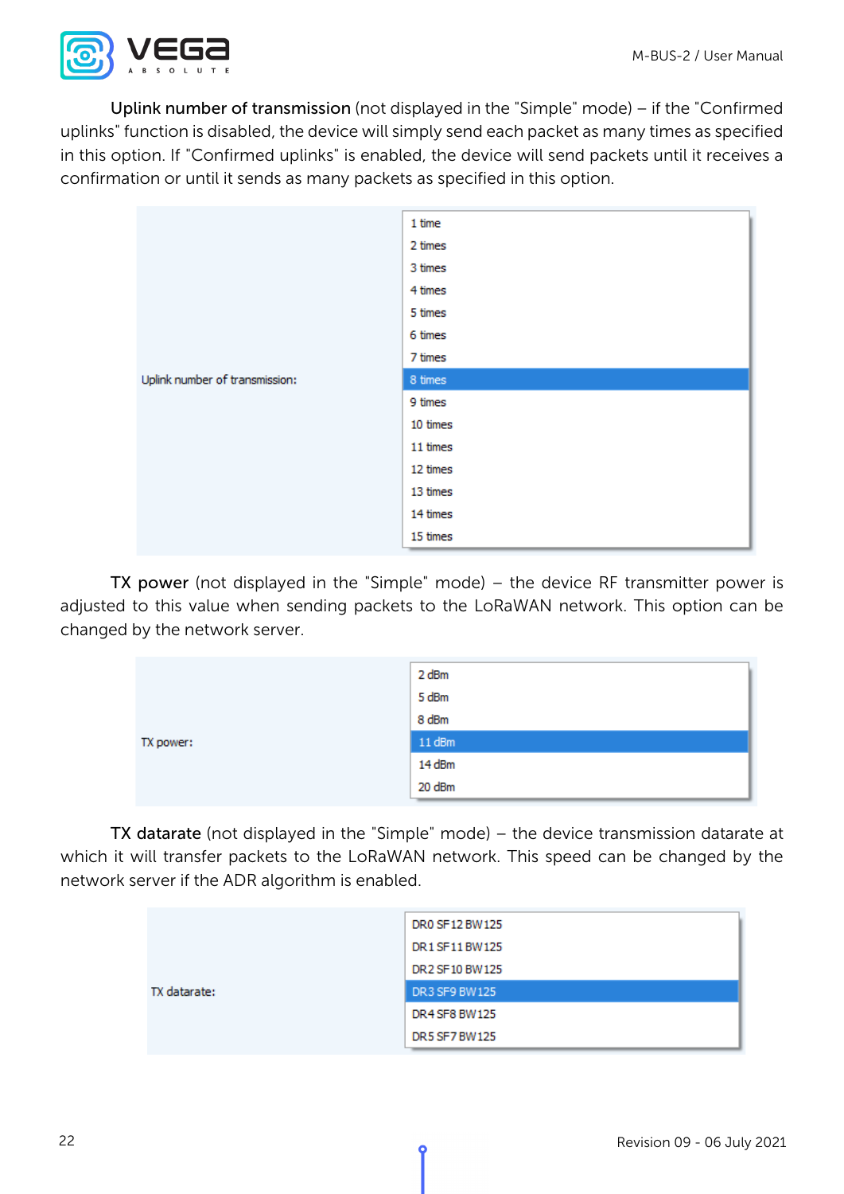**Uplink number of transmission** (not displayed in the "Simple" mode) – if the "Confirmed uplinks" function is disabled, the device will simply send each packet as many times as specified in this option. If "Confirmed uplinks" is enabled, the device will send packets until it receives a confirmation or until it sends as many packets as specified in this option.

Uplink number of transmission:

- 1 time
- 2 times
- 3 times
- 4 times
- 5 times
- 6 times
- 7 times
- 8 times
- 9 times
- 10 times
- 11 times
- 12 times
- 13 times
- 14 times
- 15 times

**TX power** (not displayed in the "Simple" mode) – the device RF transmitter power is adjusted to this value when sending packets to the LoRaWAN network. This option can be changed by the network server.

TX power:

- 2 dBm
- 5 dBm
- 8 dBm
- 11 dBm
- 14 dBm
- 20 dBm

**TX datarate** (not displayed in the "Simple" mode) – the device transmission datarate at which it will transfer packets to the LoRaWAN network. This speed can be changed by the network server if the ADR algorithm is enabled.

TX datarate:

- DR0 SF12 BW125
- DR1 SF11 BW125
- DR2 SF10 BW125
- DR3 SF9 BW125
- DR4 SF8 BW125
- DR5 SF7 BW125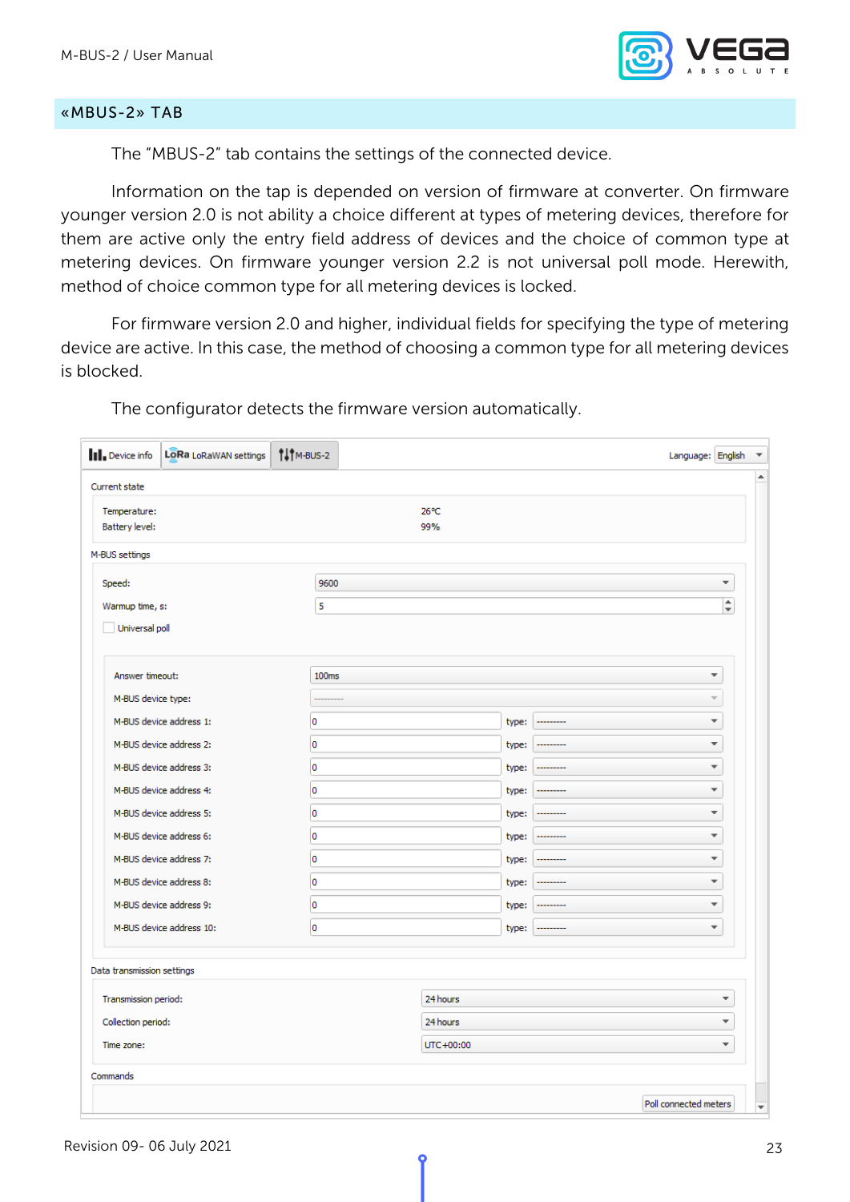## «MBUS-2» TAB

The "MBUS-2" tab contains the settings of the connected device.

Information on the tap is depended on version of firmware at converter. On firmware younger version 2.0 is not ability a choice different at types of metering devices, therefore for them are active only the entry field address of devices and the choice of common type at metering devices. On firmware younger version 2.2 is not universal poll mode. Herewith, method of choice common type for all metering devices is locked.

For firmware version 2.0 and higher, individual fields for specifying the type of metering device are active. In this case, the method of choosing a common type for all metering devices is blocked.

The configurator detects the firmware version automatically.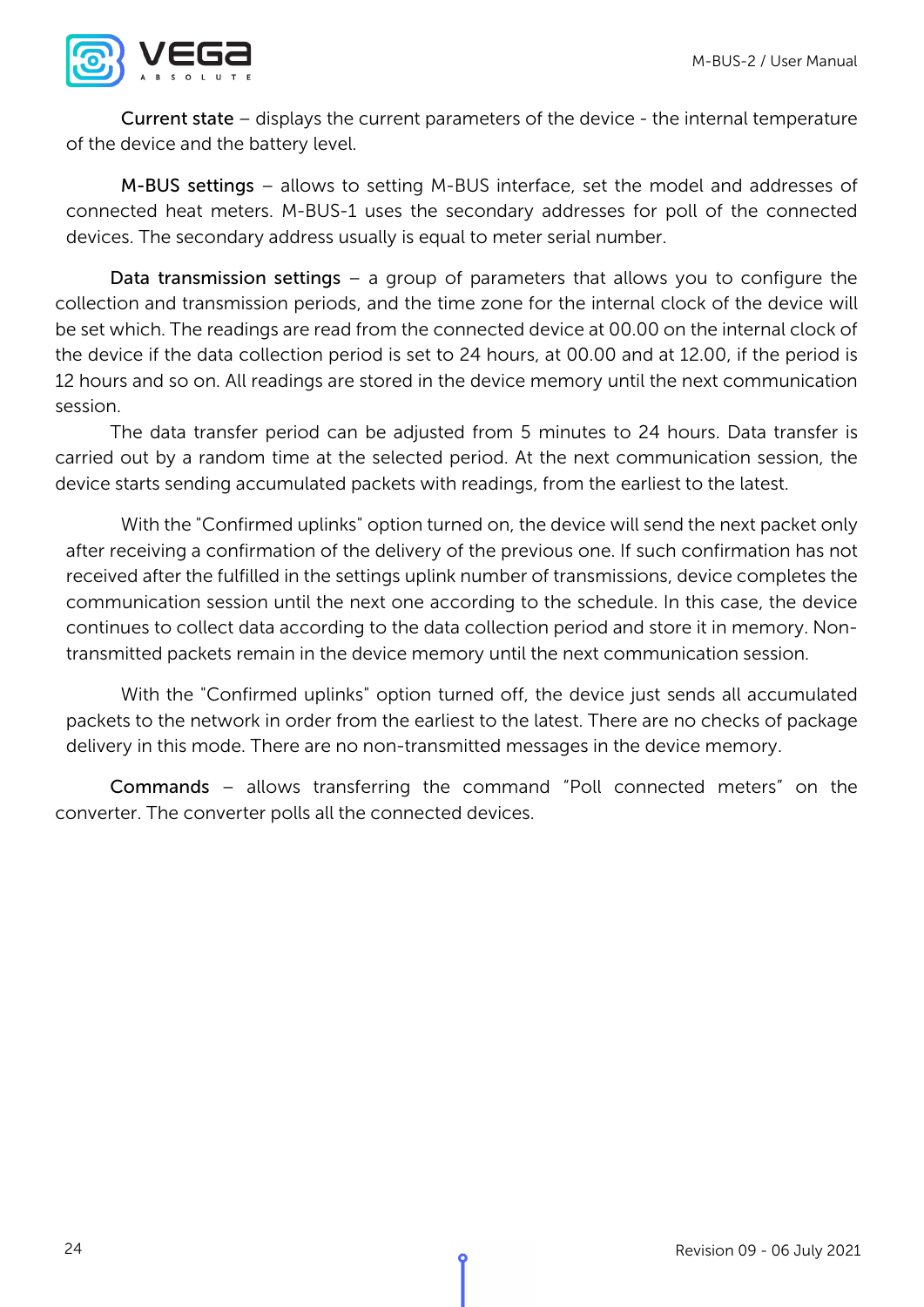**Current state** – displays the current parameters of the device - the internal temperature of the device and the battery level.

**M-BUS settings** – allows to setting M-BUS interface, set the model and addresses of connected heat meters. M-BUS-1 uses the secondary addresses for poll of the connected devices. The secondary address usually is equal to meter serial number.

**Data transmission settings** – a group of parameters that allows you to configure the collection and transmission periods, and the time zone for the internal clock of the device will be set which. The readings are read from the connected device at 00.00 on the internal clock of the device if the data collection period is set to 24 hours, at 00.00 and at 12.00, if the period is 12 hours and so on. All readings are stored in the device memory until the next communication session.

The data transfer period can be adjusted from 5 minutes to 24 hours. Data transfer is carried out by a random time at the selected period. At the next communication session, the device starts sending accumulated packets with readings, from the earliest to the latest.

With the "Confirmed uplinks" option turned on, the device will send the next packet only after receiving a confirmation of the delivery of the previous one. If such confirmation has not received after the fulfilled in the settings uplink number of transmissions, device completes the communication session until the next one according to the schedule. In this case, the device continues to collect data according to the data collection period and store it in memory. Non-transmitted packets remain in the device memory until the next communication session.

With the "Confirmed uplinks" option turned off, the device just sends all accumulated packets to the network in order from the earliest to the latest. There are no checks of package delivery in this mode. There are no non-transmitted messages in the device memory.

**Commands** – allows transferring the command “Poll connected meters” on the converter. The converter polls all the connected devices.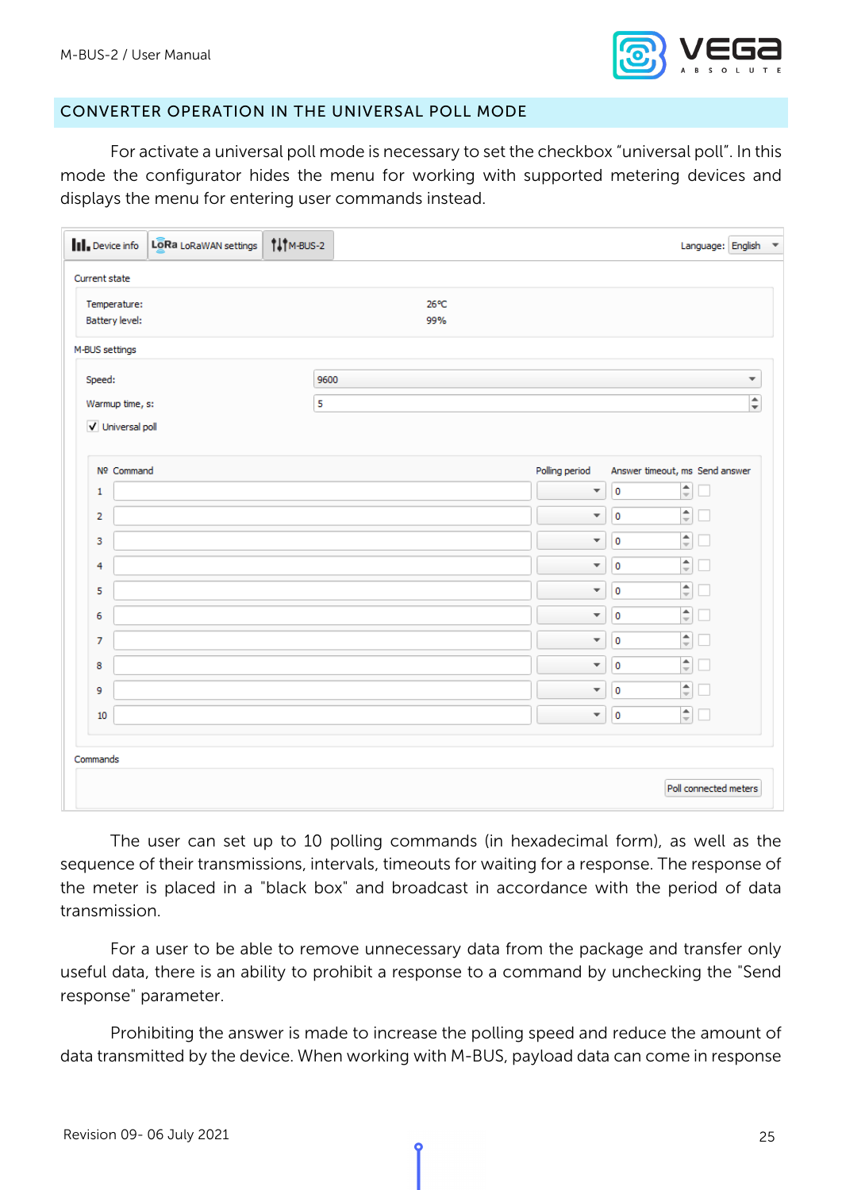## CONVERTER OPERATION IN THE UNIVERSAL POLL MODE

For activate a universal poll mode is necessary to set the checkbox "universal poll". In this mode the configurator hides the menu for working with supported metering devices and displays the menu for entering user commands instead.

The user can set up to 10 polling commands (in hexadecimal form), as well as the sequence of their transmissions, intervals, timeouts for waiting for a response. The response of the meter is placed in a "black box" and broadcast in accordance with the period of data transmission.

For a user to be able to remove unnecessary data from the package and transfer only useful data, there is an ability to prohibit a response to a command by unchecking the "Send response" parameter.

Prohibiting the answer is made to increase the polling speed and reduce the amount of data transmitted by the device. When working with M-BUS, payload data can come in response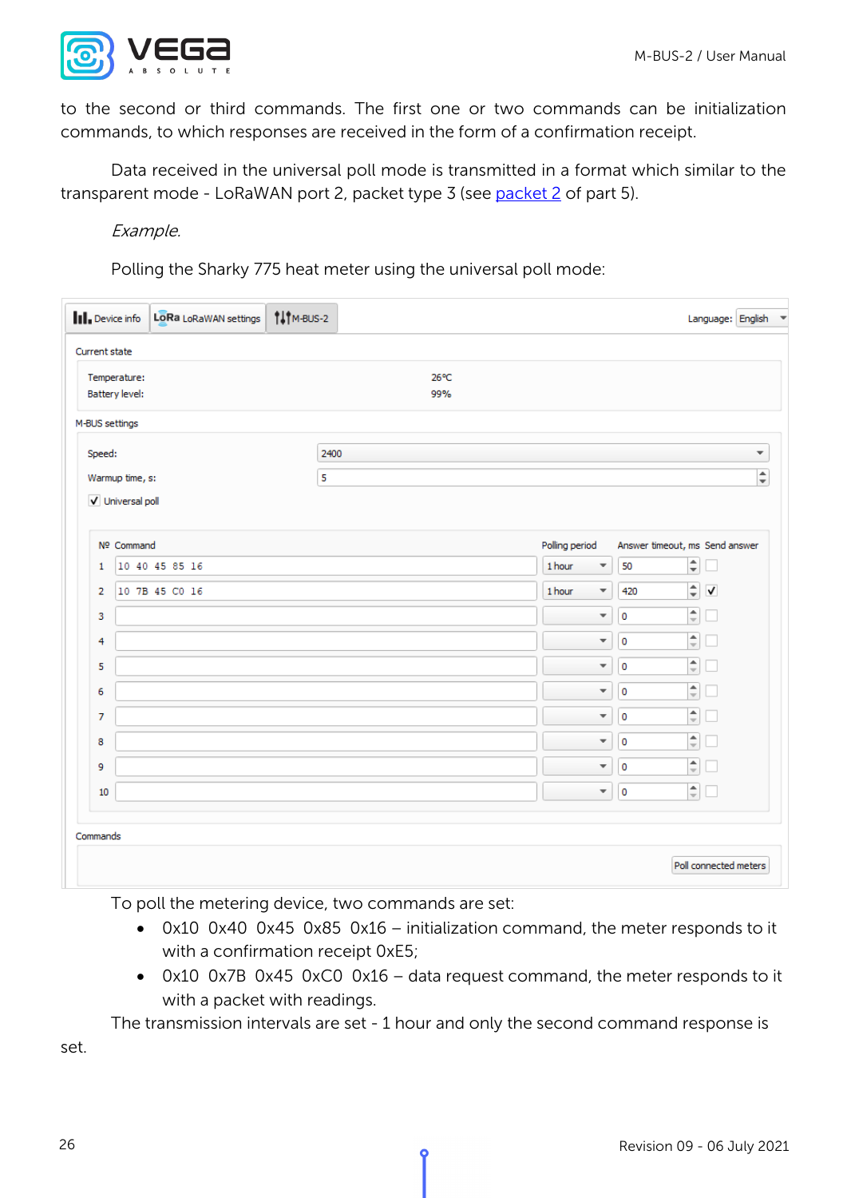to the second or third commands. The first one or two commands can be initialization commands, to which responses are received in the form of a confirmation receipt.

Data received in the universal poll mode is transmitted in a format which similar to the transparent mode - LoRaWAN port 2, packet type 3 (see packet 2 of part 5).

*Example.*

Polling the Sharky 775 heat meter using the universal poll mode:

Device info | LoRa LoRaWAN settings | M-BUS-2 — Language: English

Current state

Temperature: 26°C
Battery level: 99%

M-BUS settings

Speed: 2400
Warmup time, s: 5
☑ Universal poll

| № | Command | Polling period | Answer timeout, ms | Send answer |
|---|---|---|---|---|
| 1 | 10 40 45 85 16 | 1 hour | 50 | ☐ |
| 2 | 10 7B 45 C0 16 | 1 hour | 420 | ☑ |
| 3 | | | 0 | ☐ |
| 4 | | | 0 | ☐ |
| 5 | | | 0 | ☐ |
| 6 | | | 0 | ☐ |
| 7 | | | 0 | ☐ |
| 8 | | | 0 | ☐ |
| 9 | | | 0 | ☐ |
| 10 | | | 0 | ☐ |

Commands

Poll connected meters

To poll the metering device, two commands are set:

- 0x10 0x40 0x45 0x85 0x16 – initialization command, the meter responds to it with a confirmation receipt 0xE5;
- 0x10 0x7B 0x45 0xC0 0x16 – data request command, the meter responds to it with a packet with readings.

The transmission intervals are set - 1 hour and only the second command response is set.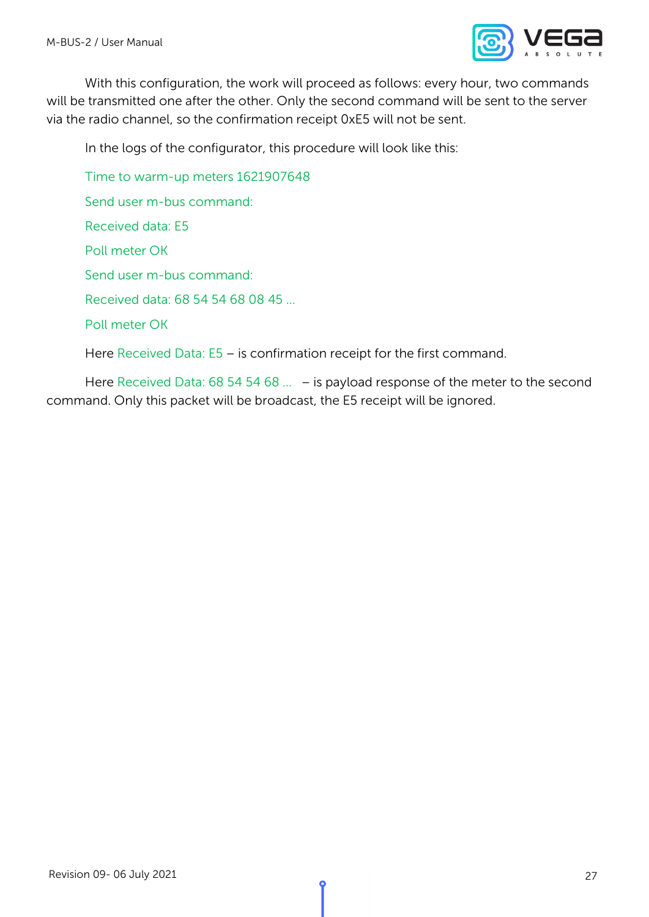With this configuration, the work will proceed as follows: every hour, two commands will be transmitted one after the other. Only the second command will be sent to the server via the radio channel, so the confirmation receipt 0xE5 will not be sent.

In the logs of the configurator, this procedure will look like this:

Time to warm-up meters 1621907648

Send user m-bus command:

Received data: E5

Poll meter OK

Send user m-bus command:

Received data: 68 54 54 68 08 45 ...

Poll meter OK

Here Received Data: E5 – is confirmation receipt for the first command.

Here Received Data: 68 54 54 68 ... – is payload response of the meter to the second command. Only this packet will be broadcast, the E5 receipt will be ignored.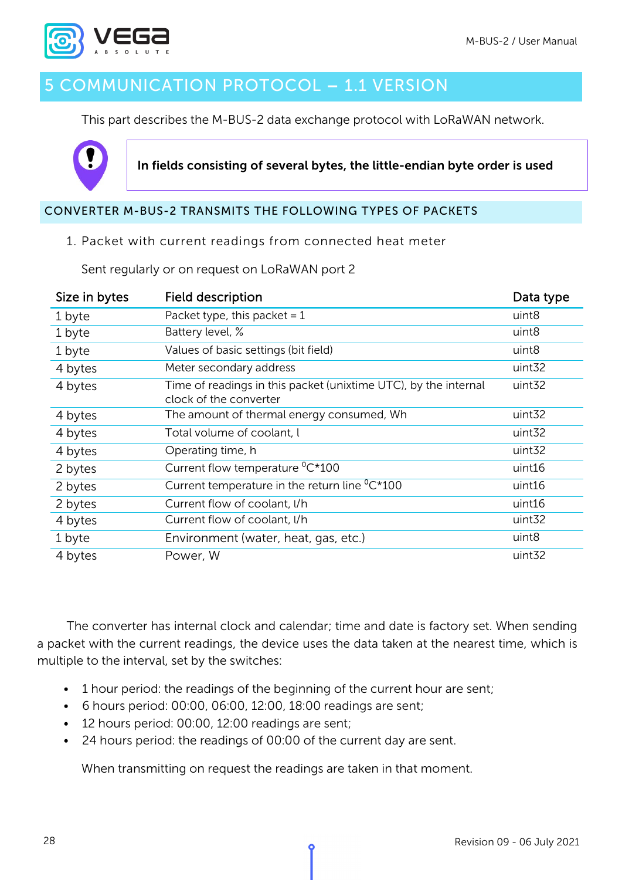# 5 COMMUNICATION PROTOCOL – 1.1 VERSION

This part describes the M-BUS-2 data exchange protocol with LoRaWAN network.

**In fields consisting of several bytes, the little-endian byte order is used**

## CONVERTER M-BUS-2 TRANSMITS THE FOLLOWING TYPES OF PACKETS

1. Packet with current readings from connected heat meter

Sent regularly or on request on LoRaWAN port 2

| Size in bytes | Field description | Data type |
|---|---|---|
| 1 byte | Packet type, this packet = 1 | uint8 |
| 1 byte | Battery level, % | uint8 |
| 1 byte | Values of basic settings (bit field) | uint8 |
| 4 bytes | Meter secondary address | uint32 |
| 4 bytes | Time of readings in this packet (unixtime UTC), by the internal clock of the converter | uint32 |
| 4 bytes | The amount of thermal energy consumed, Wh | uint32 |
| 4 bytes | Total volume of coolant, l | uint32 |
| 4 bytes | Operating time, h | uint32 |
| 2 bytes | Current flow temperature $^{0}$C*100 | uint16 |
| 2 bytes | Current temperature in the return line $^{0}$C*100 | uint16 |
| 2 bytes | Current flow of coolant, l/h | uint16 |
| 4 bytes | Current flow of coolant, l/h | uint32 |
| 1 byte | Environment (water, heat, gas, etc.) | uint8 |
| 4 bytes | Power, W | uint32 |

The converter has internal clock and calendar; time and date is factory set. When sending a packet with the current readings, the device uses the data taken at the nearest time, which is multiple to the interval, set by the switches:

- 1 hour period: the readings of the beginning of the current hour are sent;
- 6 hours period: 00:00, 06:00, 12:00, 18:00 readings are sent;
- 12 hours period: 00:00, 12:00 readings are sent;
- 24 hours period: the readings of 00:00 of the current day are sent.

When transmitting on request the readings are taken in that moment.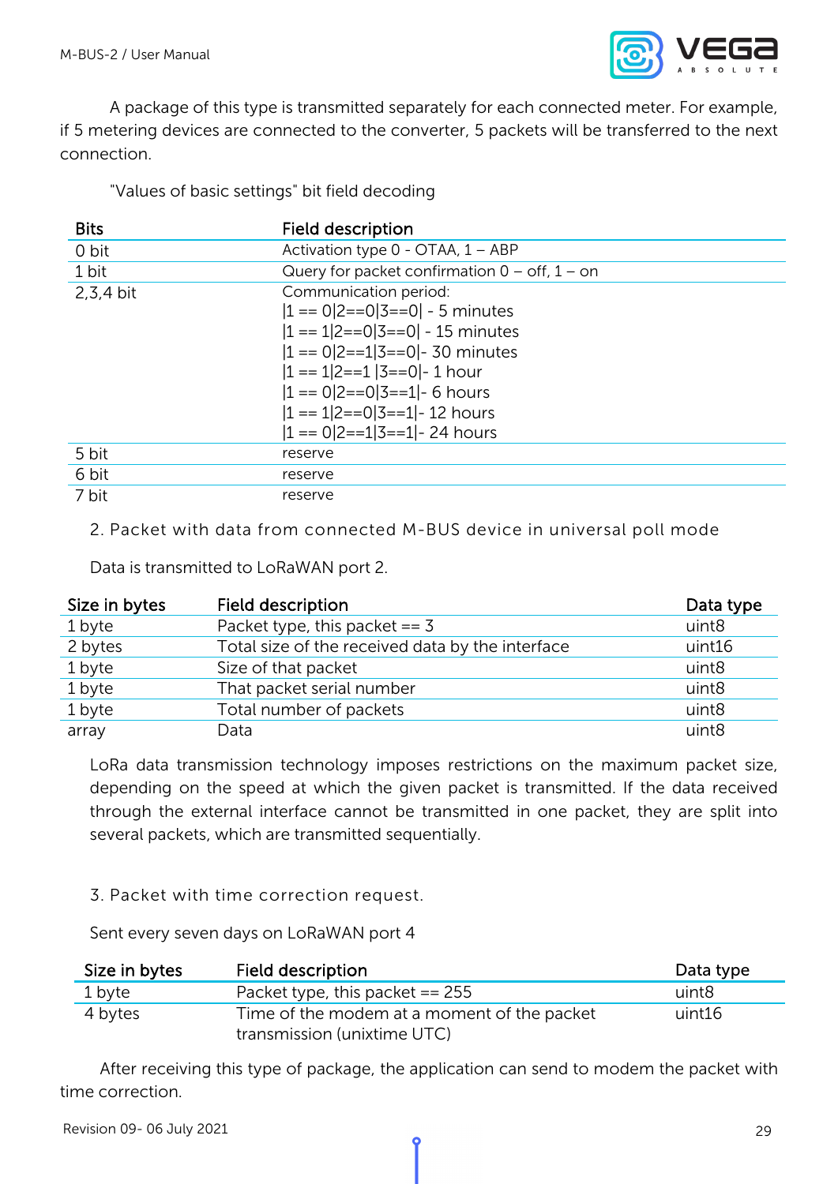A package of this type is transmitted separately for each connected meter. For example, if 5 metering devices are connected to the converter, 5 packets will be transferred to the next connection.

"Values of basic settings" bit field decoding

| Bits | Field description |
|---|---|
| 0 bit | Activation type 0 - OTAA, 1 – ABP |
| 1 bit | Query for packet confirmation 0 – off, 1 – on |
| 2,3,4 bit | Communication period:<br>\|1 == 0\|2==0\|3==0\| - 5 minutes<br>\|1 == 1\|2==0\|3==0\| - 15 minutes<br>\|1 == 0\|2==1\|3==0\|- 30 minutes<br>\|1 == 1\|2==1 \|3==0\|- 1 hour<br>\|1 == 0\|2==0\|3==1\|- 6 hours<br>\|1 == 1\|2==0\|3==1\|- 12 hours<br>\|1 == 0\|2==1\|3==1\|- 24 hours |
| 5 bit | reserve |
| 6 bit | reserve |
| 7 bit | reserve |

2. Packet with data from connected M-BUS device in universal poll mode

Data is transmitted to LoRaWAN port 2.

| Size in bytes | Field description | Data type |
|---|---|---|
| 1 byte | Packet type, this packet == 3 | uint8 |
| 2 bytes | Total size of the received data by the interface | uint16 |
| 1 byte | Size of that packet | uint8 |
| 1 byte | That packet serial number | uint8 |
| 1 byte | Total number of packets | uint8 |
| array | Data | uint8 |

LoRa data transmission technology imposes restrictions on the maximum packet size, depending on the speed at which the given packet is transmitted. If the data received through the external interface cannot be transmitted in one packet, they are split into several packets, which are transmitted sequentially.

3. Packet with time correction request.

Sent every seven days on LoRaWAN port 4

| Size in bytes | Field description | Data type |
|---|---|---|
| 1 byte | Packet type, this packet == 255 | uint8 |
| 4 bytes | Time of the modem at a moment of the packet transmission (unixtime UTC) | uint16 |

After receiving this type of package, the application can send to modem the packet with time correction.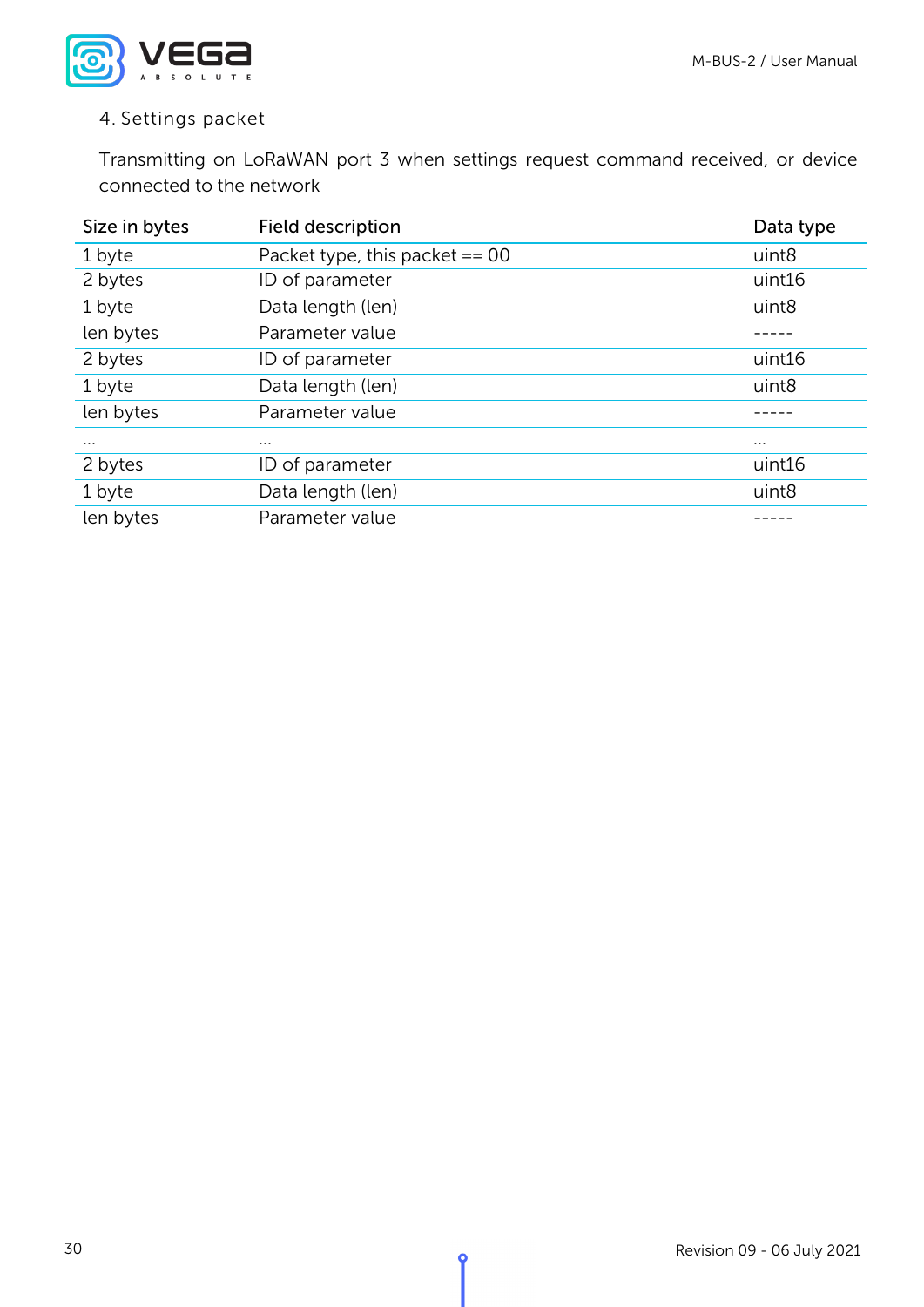4. Settings packet

Transmitting on LoRaWAN port 3 when settings request command received, or device connected to the network

| Size in bytes | Field description | Data type |
|---|---|---|
| 1 byte | Packet type, this packet == 00 | uint8 |
| 2 bytes | ID of parameter | uint16 |
| 1 byte | Data length (len) | uint8 |
| len bytes | Parameter value | ----- |
| 2 bytes | ID of parameter | uint16 |
| 1 byte | Data length (len) | uint8 |
| len bytes | Parameter value | ----- |
| … | … | … |
| 2 bytes | ID of parameter | uint16 |
| 1 byte | Data length (len) | uint8 |
| len bytes | Parameter value | ----- |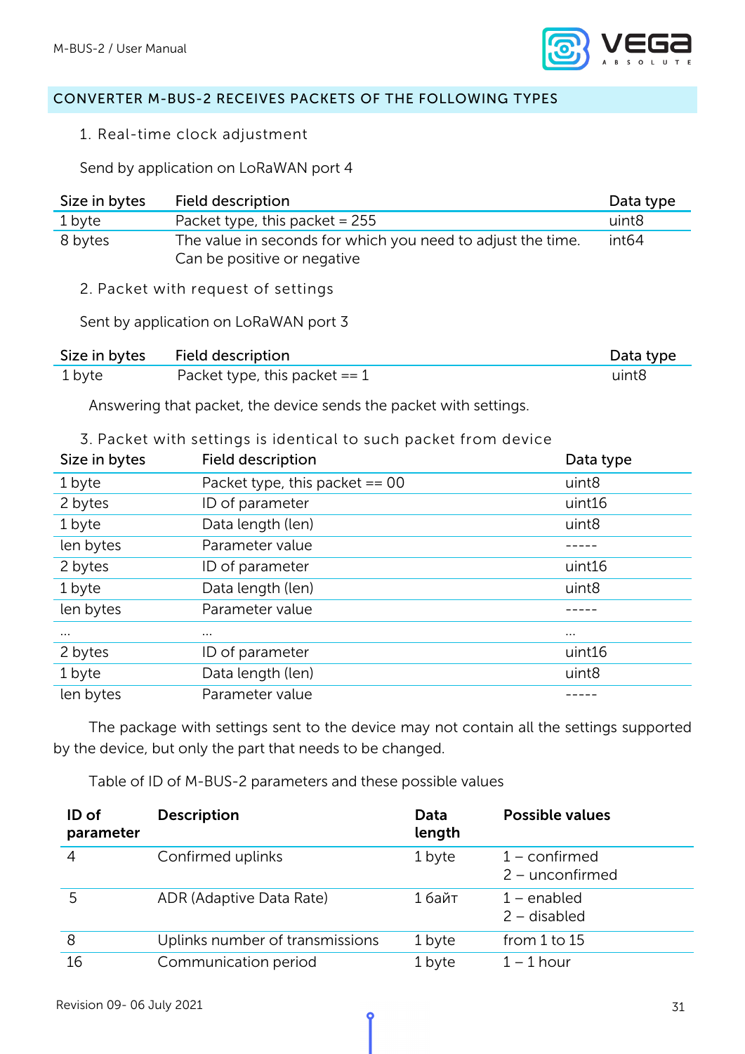## CONVERTER M-BUS-2 RECEIVES PACKETS OF THE FOLLOWING TYPES

1. Real-time clock adjustment

Send by application on LoRaWAN port 4

| Size in bytes | Field description | Data type |
|---|---|---|
| 1 byte | Packet type, this packet = 255 | uint8 |
| 8 bytes | The value in seconds for which you need to adjust the time. Can be positive or negative | int64 |

2. Packet with request of settings

Sent by application on LoRaWAN port 3

| Size in bytes | Field description | Data type |
|---|---|---|
| 1 byte | Packet type, this packet == 1 | uint8 |

Answering that packet, the device sends the packet with settings.

3. Packet with settings is identical to such packet from device

| Size in bytes | Field description | Data type |
|---|---|---|
| 1 byte | Packet type, this packet == 00 | uint8 |
| 2 bytes | ID of parameter | uint16 |
| 1 byte | Data length (len) | uint8 |
| len bytes | Parameter value | ----- |
| 2 bytes | ID of parameter | uint16 |
| 1 byte | Data length (len) | uint8 |
| len bytes | Parameter value | ----- |
| … | … | … |
| 2 bytes | ID of parameter | uint16 |
| 1 byte | Data length (len) | uint8 |
| len bytes | Parameter value | ----- |

The package with settings sent to the device may not contain all the settings supported by the device, but only the part that needs to be changed.

Table of ID of M-BUS-2 parameters and these possible values

| ID of parameter | Description | Data length | Possible values |
|---|---|---|---|
| 4 | Confirmed uplinks | 1 byte | 1 – confirmed<br>2 – unconfirmed |
| 5 | ADR (Adaptive Data Rate) | 1 байт | 1 – enabled<br>2 – disabled |
| 8 | Uplinks number of transmissions | 1 byte | from 1 to 15 |
| 16 | Communication period | 1 byte | 1 – 1 hour |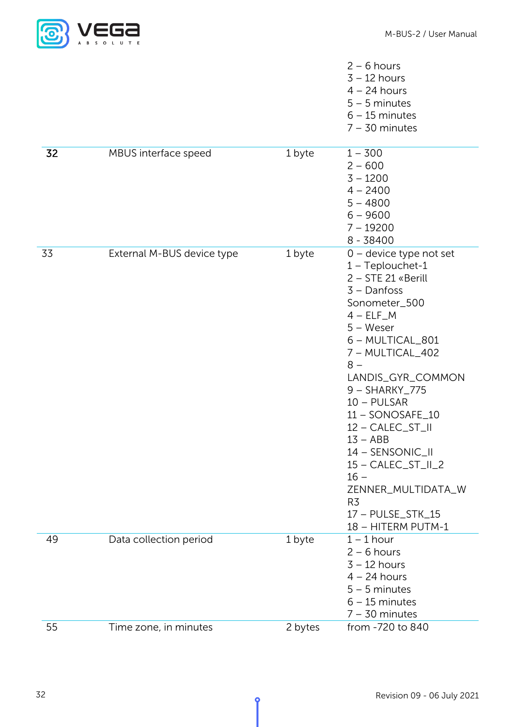| | | | |
|---|---|---|---|
| | | | 2 – 6 hours<br>3 – 12 hours<br>4 – 24 hours<br>5 – 5 minutes<br>6 – 15 minutes<br>7 – 30 minutes |
| **32** | MBUS interface speed | 1 byte | 1 – 300<br>2 – 600<br>3 – 1200<br>4 – 2400<br>5 – 4800<br>6 – 9600<br>7 – 19200<br>8 - 38400 |
| 33 | External M-BUS device type | 1 byte | 0 – device type not set<br>1 – Teplouchet-1<br>2 – STE 21 «Berill<br>3 – Danfoss Sonometer_500<br>4 – ELF_M<br>5 – Weser<br>6 – MULTICAL_801<br>7 – MULTICAL_402<br>8 – LANDIS_GYR_COMMON<br>9 – SHARKY_775<br>10 – PULSAR<br>11 – SONOSAFE_10<br>12 – CALEC_ST_II<br>13 – ABB<br>14 – SENSONIC_II<br>15 – CALEC_ST_II_2<br>16 – ZENNER_MULTIDATA_WR3<br>17 – PULSE_STK_15<br>18 – HITERM PUTM-1 |
| 49 | Data collection period | 1 byte | 1 – 1 hour<br>2 – 6 hours<br>3 – 12 hours<br>4 – 24 hours<br>5 – 5 minutes<br>6 – 15 minutes<br>7 – 30 minutes |
| 55 | Time zone, in minutes | 2 bytes | from -720 to 840 |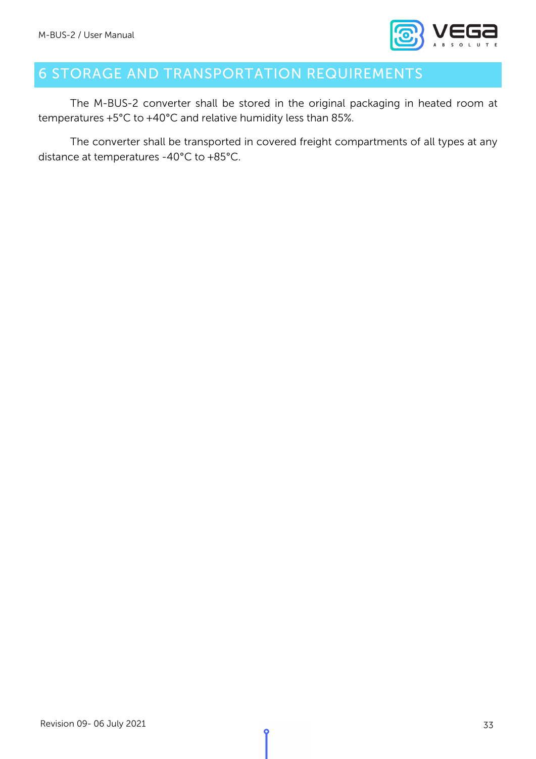# 6 STORAGE AND TRANSPORTATION REQUIREMENTS

The M-BUS-2 converter shall be stored in the original packaging in heated room at temperatures +5°C to +40°C and relative humidity less than 85%.

The converter shall be transported in covered freight compartments of all types at any distance at temperatures -40°C to +85°C.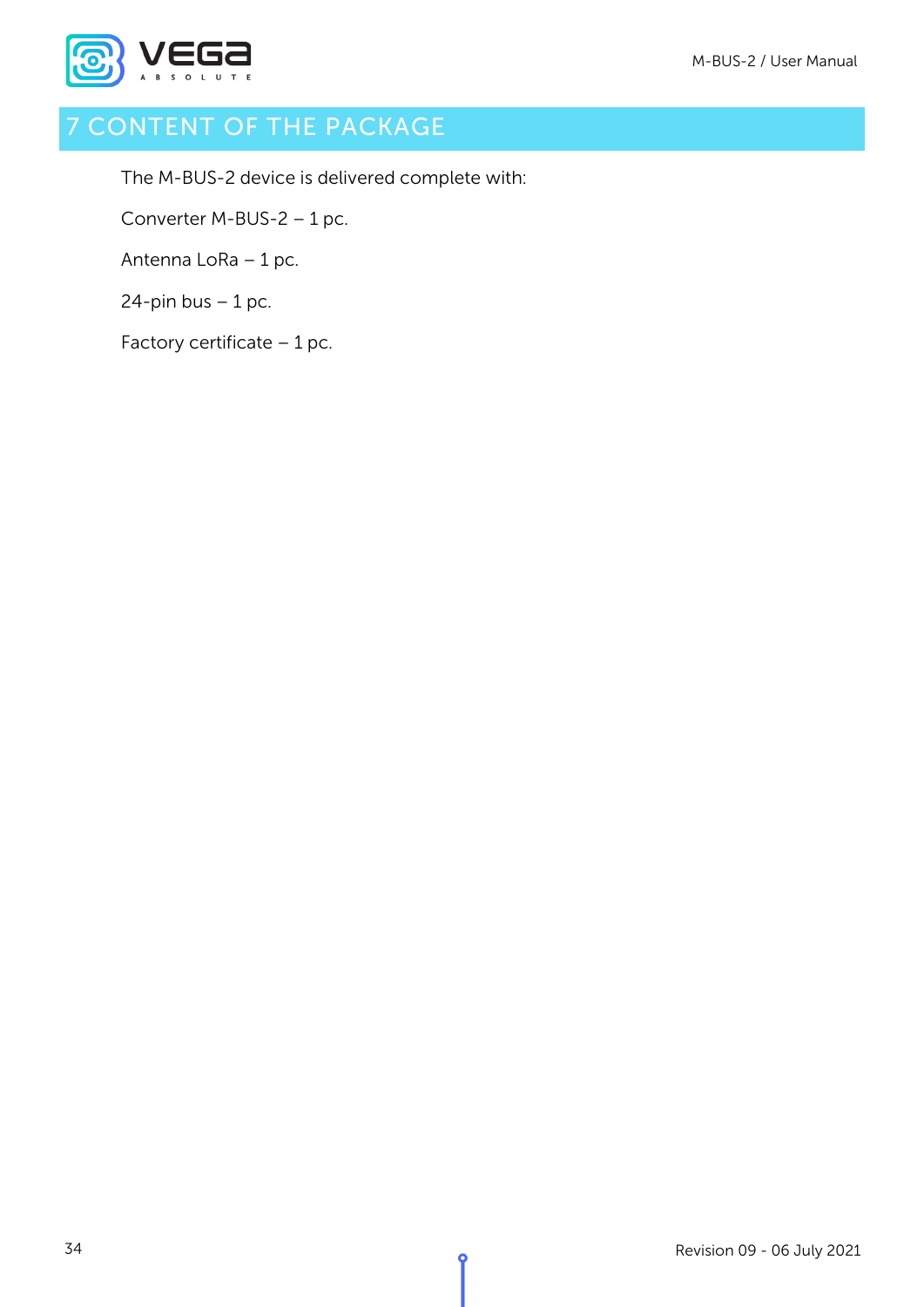# 7 CONTENT OF THE PACKAGE

The M-BUS-2 device is delivered complete with:

Converter M-BUS-2 – 1 pc.

Antenna LoRa – 1 pc.

24-pin bus – 1 pc.

Factory certificate – 1 pc.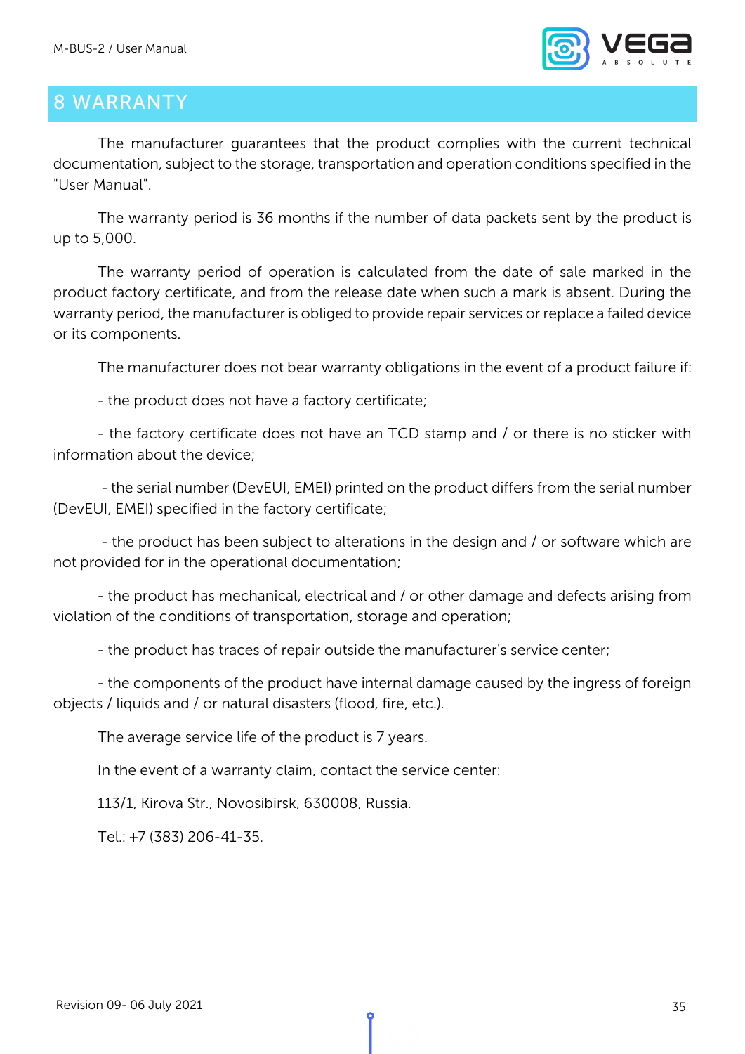# 8 WARRANTY

The manufacturer guarantees that the product complies with the current technical documentation, subject to the storage, transportation and operation conditions specified in the "User Manual".

The warranty period is 36 months if the number of data packets sent by the product is up to 5,000.

The warranty period of operation is calculated from the date of sale marked in the product factory certificate, and from the release date when such a mark is absent. During the warranty period, the manufacturer is obliged to provide repair services or replace a failed device or its components.

The manufacturer does not bear warranty obligations in the event of a product failure if:

- the product does not have a factory certificate;

- the factory certificate does not have an TCD stamp and / or there is no sticker with information about the device;

- the serial number (DevEUI, EMEI) printed on the product differs from the serial number (DevEUI, EMEI) specified in the factory certificate;

- the product has been subject to alterations in the design and / or software which are not provided for in the operational documentation;

- the product has mechanical, electrical and / or other damage and defects arising from violation of the conditions of transportation, storage and operation;

- the product has traces of repair outside the manufacturer's service center;

- the components of the product have internal damage caused by the ingress of foreign objects / liquids and / or natural disasters (flood, fire, etc.).

The average service life of the product is 7 years.

In the event of a warranty claim, contact the service center:

113/1, Kirova Str., Novosibirsk, 630008, Russia.

Tel.: +7 (383) 206-41-35.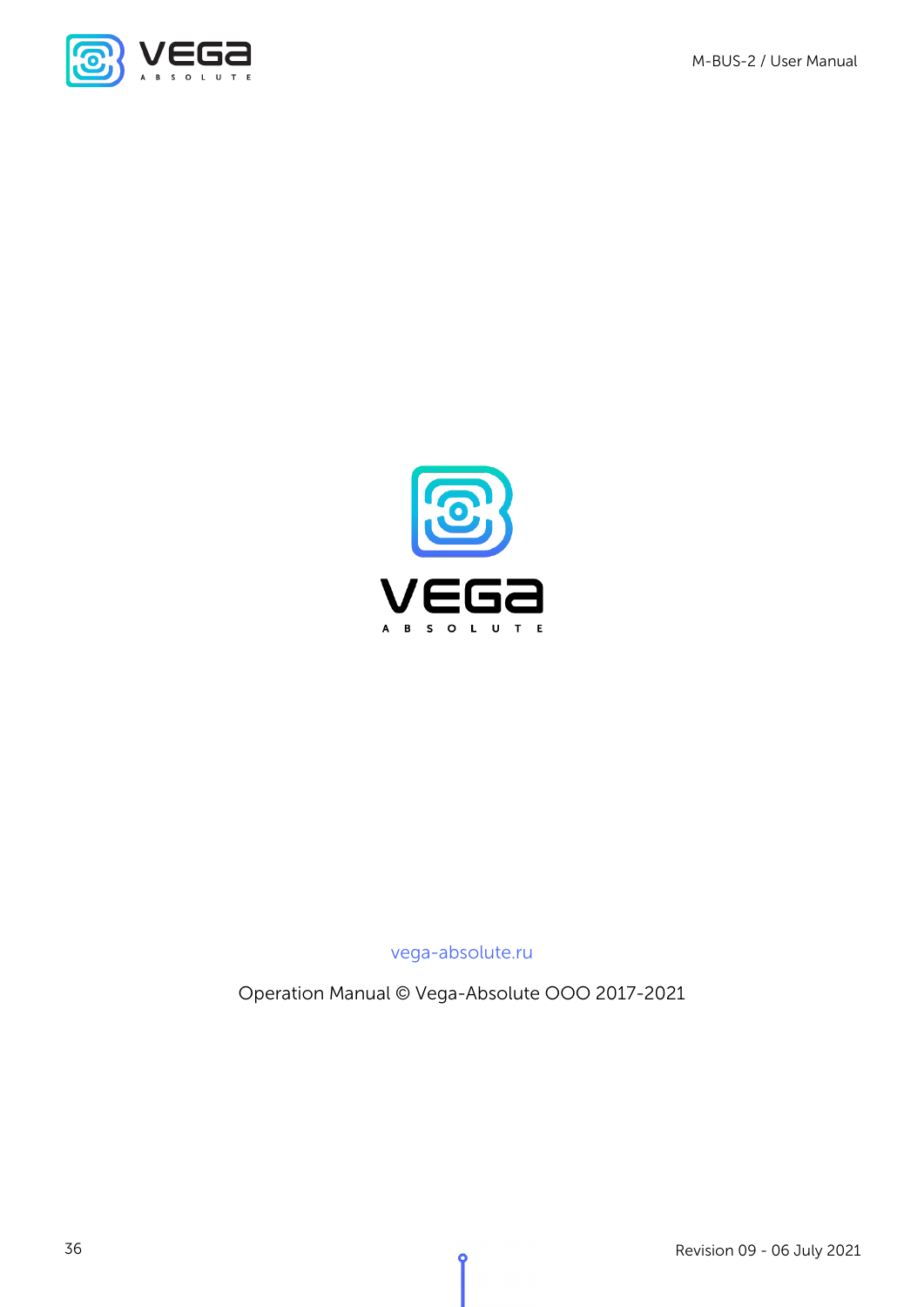VEGA
A B S O L U T E

vega-absolute.ru

Operation Manual © Vega-Absolute OOO 2017-2021

Revision 09 - 06 July 2021